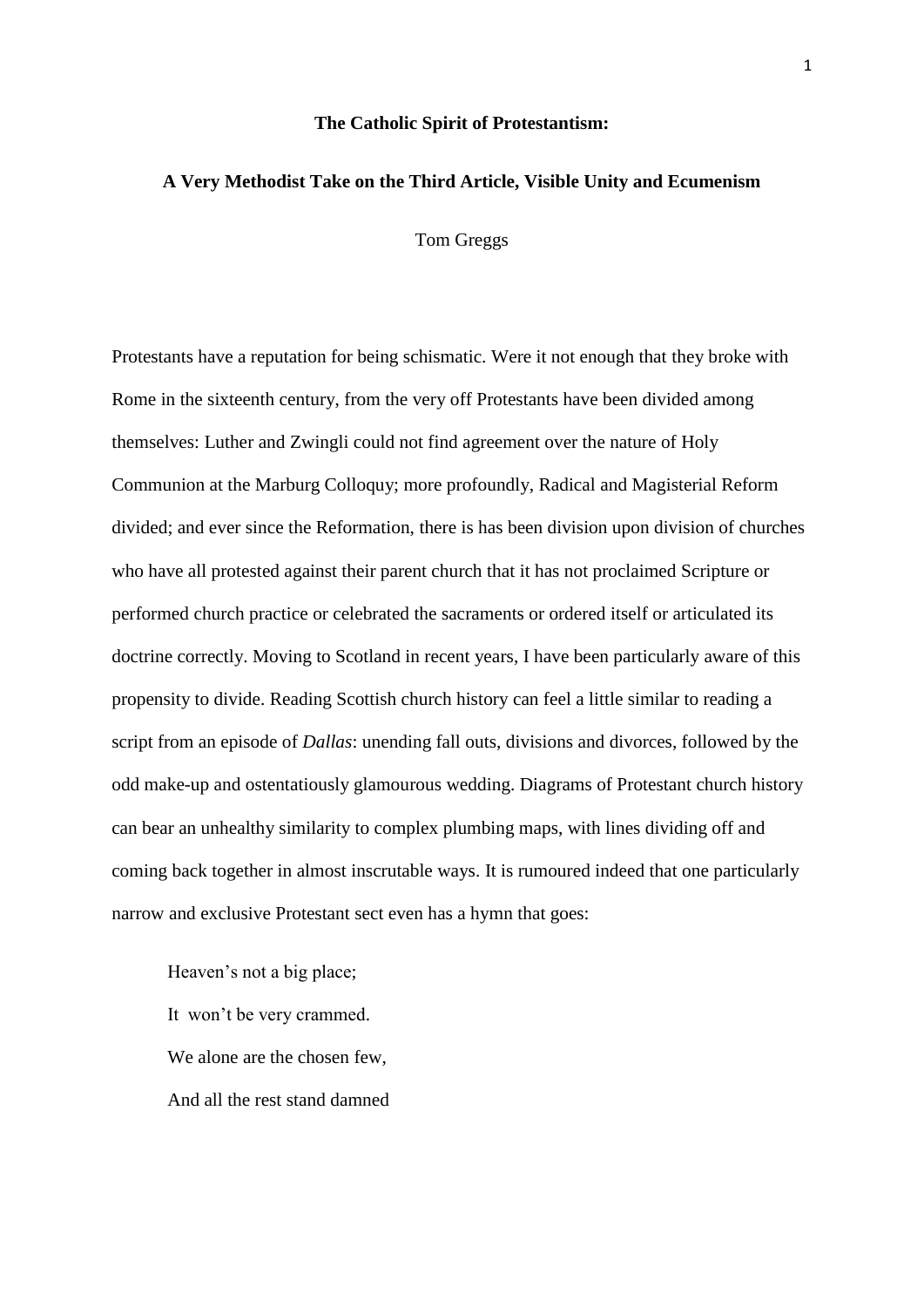# The Catholic Spirit of Protestantism:

## A Very Methodist Take on the Third Article, Visible Unity and Ecumenism

Tom Greggs

Protestants have a reputation for being schismatic. Were it not enough that they broke with Rome in the sixteenth century, from the very off Protestants have been divided among themselves: Luther and Zwingli could not find agreement over the nature of Holy Communion at the Marburg Colloquy; more profoundly, Radical and Magisterial Reform divided; and ever since the Reformation, there is has been division upon division of churches who have all protested against their parent church that it has not proclaimed Scripture or performed church practice or celebrated the sacraments or ordered itself or articulated its doctrine correctly. Moving to Scotland in recent years, I have been particularly aware of this propensity to divide. Reading Scottish church history can feel a little similar to reading a script from an episode of *Dallas*: unending fall outs, divisions and divorces, followed by the odd make-up and ostentatiously glamourous wedding. Diagrams of Protestant church history can bear an unhealthy similarity to complex plumbing maps, with lines dividing off and coming back together in almost inscrutable ways. It is rumoured indeed that one particularly narrow and exclusive Protestant sect even has a hymn that goes:

> Heaven's not a big place;
> It won't be very crammed.
> We alone are the chosen few,
> And all the rest stand damned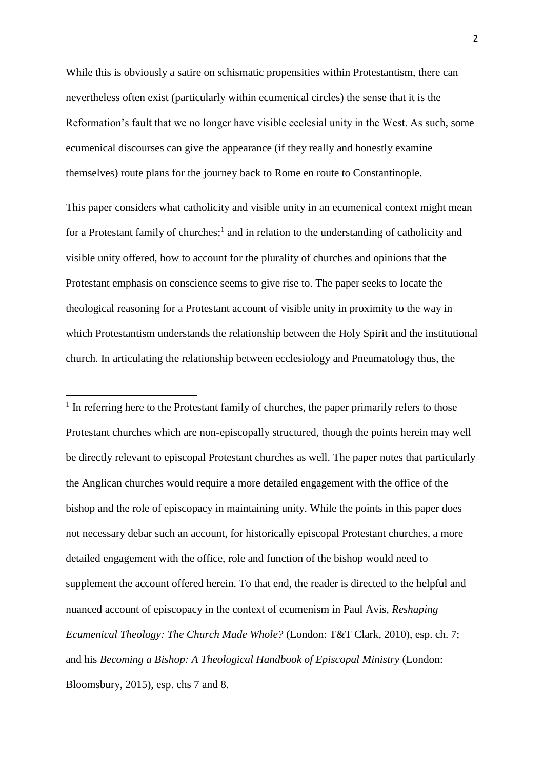While this is obviously a satire on schismatic propensities within Protestantism, there can nevertheless often exist (particularly within ecumenical circles) the sense that it is the Reformation's fault that we no longer have visible ecclesial unity in the West. As such, some ecumenical discourses can give the appearance (if they really and honestly examine themselves) route plans for the journey back to Rome en route to Constantinople.

This paper considers what catholicity and visible unity in an ecumenical context might mean for a Protestant family of churches;[1] and in relation to the understanding of catholicity and visible unity offered, how to account for the plurality of churches and opinions that the Protestant emphasis on conscience seems to give rise to. The paper seeks to locate the theological reasoning for a Protestant account of visible unity in proximity to the way in which Protestantism understands the relationship between the Holy Spirit and the institutional church. In articulating the relationship between ecclesiology and Pneumatology thus, the

---

[1] In referring here to the Protestant family of churches, the paper primarily refers to those Protestant churches which are non-episcopally structured, though the points herein may well be directly relevant to episcopal Protestant churches as well. The paper notes that particularly the Anglican churches would require a more detailed engagement with the office of the bishop and the role of episcopacy in maintaining unity. While the points in this paper does not necessary debar such an account, for historically episcopal Protestant churches, a more detailed engagement with the office, role and function of the bishop would need to supplement the account offered herein. To that end, the reader is directed to the helpful and nuanced account of episcopacy in the context of ecumenism in Paul Avis, *Reshaping Ecumenical Theology: The Church Made Whole?* (London: T&T Clark, 2010), esp. ch. 7; and his *Becoming a Bishop: A Theological Handbook of Episcopal Ministry* (London: Bloomsbury, 2015), esp. chs 7 and 8.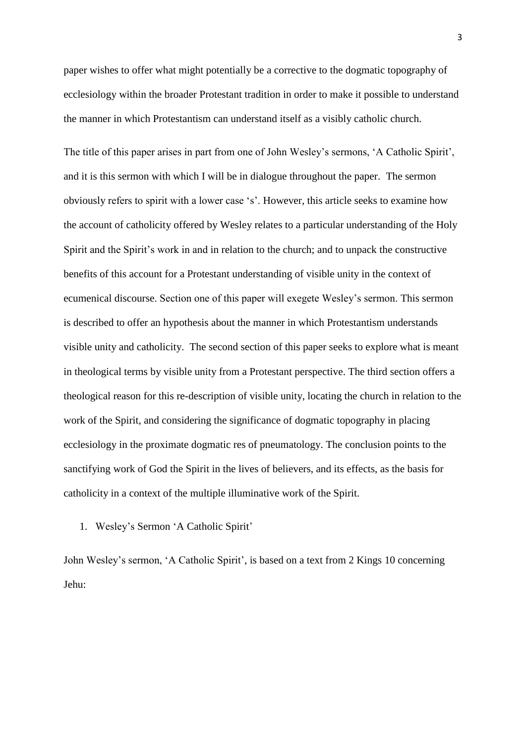paper wishes to offer what might potentially be a corrective to the dogmatic topography of ecclesiology within the broader Protestant tradition in order to make it possible to understand the manner in which Protestantism can understand itself as a visibly catholic church.

The title of this paper arises in part from one of John Wesley's sermons, 'A Catholic Spirit', and it is this sermon with which I will be in dialogue throughout the paper. The sermon obviously refers to spirit with a lower case 's'. However, this article seeks to examine how the account of catholicity offered by Wesley relates to a particular understanding of the Holy Spirit and the Spirit's work in and in relation to the church; and to unpack the constructive benefits of this account for a Protestant understanding of visible unity in the context of ecumenical discourse. Section one of this paper will exegete Wesley's sermon. This sermon is described to offer an hypothesis about the manner in which Protestantism understands visible unity and catholicity. The second section of this paper seeks to explore what is meant in theological terms by visible unity from a Protestant perspective. The third section offers a theological reason for this re-description of visible unity, locating the church in relation to the work of the Spirit, and considering the significance of dogmatic topography in placing ecclesiology in the proximate dogmatic res of pneumatology. The conclusion points to the sanctifying work of God the Spirit in the lives of believers, and its effects, as the basis for catholicity in a context of the multiple illuminative work of the Spirit.

## 1. Wesley's Sermon 'A Catholic Spirit'

John Wesley's sermon, 'A Catholic Spirit', is based on a text from 2 Kings 10 concerning Jehu: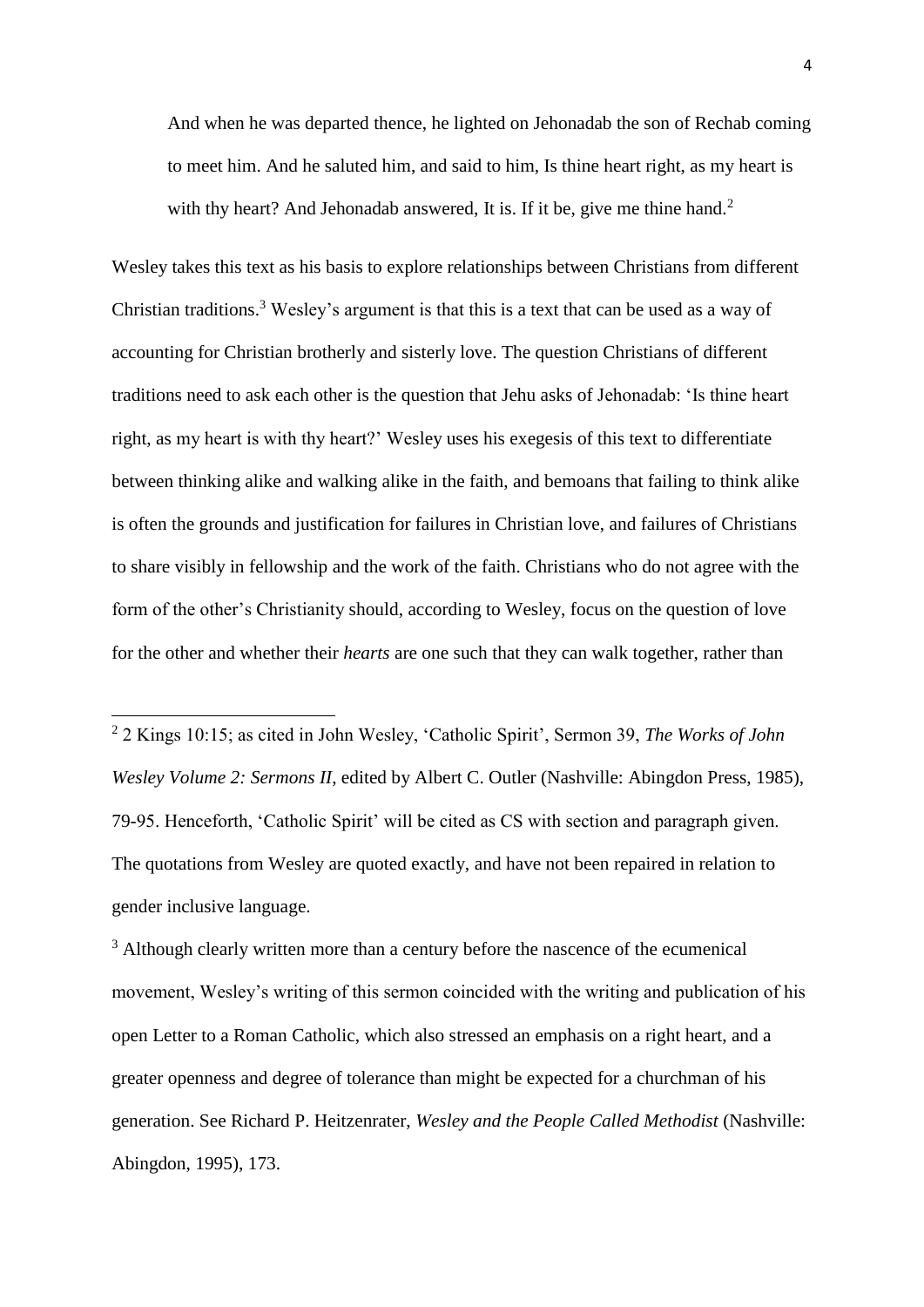> And when he was departed thence, he lighted on Jehonadab the son of Rechab coming to meet him. And he saluted him, and said to him, Is thine heart right, as my heart is with thy heart? And Jehonadab answered, It is. If it be, give me thine hand.[2]

Wesley takes this text as his basis to explore relationships between Christians from different Christian traditions.[3] Wesley's argument is that this is a text that can be used as a way of accounting for Christian brotherly and sisterly love. The question Christians of different traditions need to ask each other is the question that Jehu asks of Jehonadab: 'Is thine heart right, as my heart is with thy heart?' Wesley uses his exegesis of this text to differentiate between thinking alike and walking alike in the faith, and bemoans that failing to think alike is often the grounds and justification for failures in Christian love, and failures of Christians to share visibly in fellowship and the work of the faith. Christians who do not agree with the form of the other's Christianity should, according to Wesley, focus on the question of love for the other and whether their *hearts* are one such that they can walk together, rather than

---

[2] 2 Kings 10:15; as cited in John Wesley, 'Catholic Spirit', Sermon 39, *The Works of John Wesley Volume 2: Sermons II*, edited by Albert C. Outler (Nashville: Abingdon Press, 1985), 79-95. Henceforth, 'Catholic Spirit' will be cited as CS with section and paragraph given. The quotations from Wesley are quoted exactly, and have not been repaired in relation to gender inclusive language.

[3] Although clearly written more than a century before the nascence of the ecumenical movement, Wesley's writing of this sermon coincided with the writing and publication of his open Letter to a Roman Catholic, which also stressed an emphasis on a right heart, and a greater openness and degree of tolerance than might be expected for a churchman of his generation. See Richard P. Heitzenrater, *Wesley and the People Called Methodist* (Nashville: Abingdon, 1995), 173.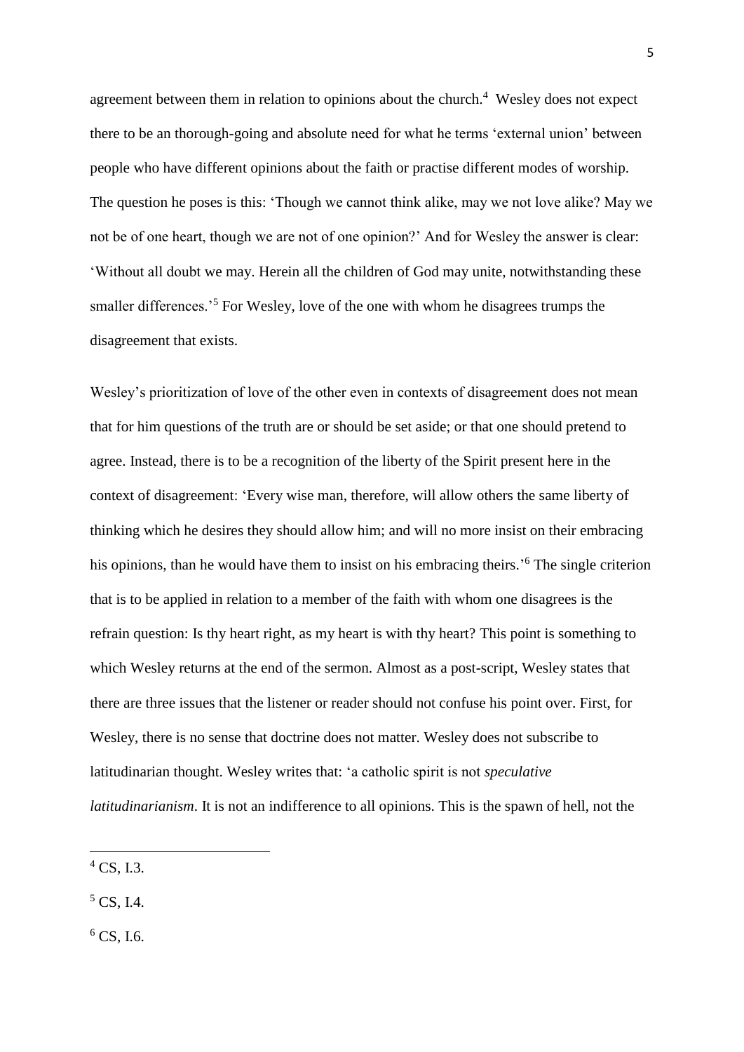agreement between them in relation to opinions about the church.[4] Wesley does not expect there to be an thorough-going and absolute need for what he terms 'external union' between people who have different opinions about the faith or practise different modes of worship. The question he poses is this: 'Though we cannot think alike, may we not love alike? May we not be of one heart, though we are not of one opinion?' And for Wesley the answer is clear: 'Without all doubt we may. Herein all the children of God may unite, notwithstanding these smaller differences.'[5] For Wesley, love of the one with whom he disagrees trumps the disagreement that exists.

Wesley's prioritization of love of the other even in contexts of disagreement does not mean that for him questions of the truth are or should be set aside; or that one should pretend to agree. Instead, there is to be a recognition of the liberty of the Spirit present here in the context of disagreement: 'Every wise man, therefore, will allow others the same liberty of thinking which he desires they should allow him; and will no more insist on their embracing his opinions, than he would have them to insist on his embracing theirs.'[6] The single criterion that is to be applied in relation to a member of the faith with whom one disagrees is the refrain question: Is thy heart right, as my heart is with thy heart? This point is something to which Wesley returns at the end of the sermon. Almost as a post-script, Wesley states that there are three issues that the listener or reader should not confuse his point over. First, for Wesley, there is no sense that doctrine does not matter. Wesley does not subscribe to latitudinarian thought. Wesley writes that: 'a catholic spirit is not *speculative latitudinarianism*. It is not an indifference to all opinions. This is the spawn of hell, not the

---

[4] CS, I.3.

[5] CS, I.4.

[6] CS, I.6.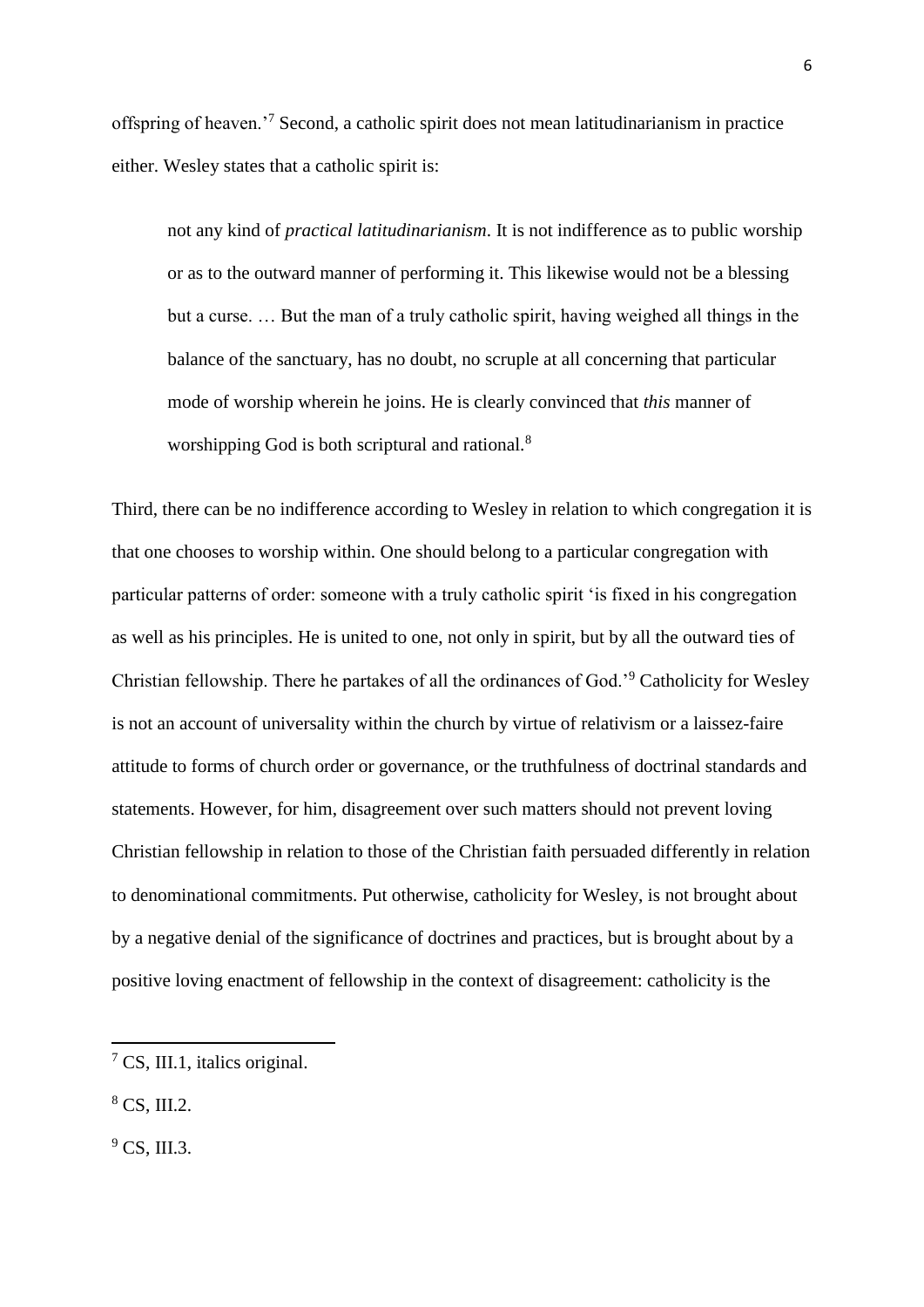offspring of heaven.'[7] Second, a catholic spirit does not mean latitudinarianism in practice either. Wesley states that a catholic spirit is:

> not any kind of *practical latitudinarianism*. It is not indifference as to public worship or as to the outward manner of performing it. This likewise would not be a blessing but a curse. … But the man of a truly catholic spirit, having weighed all things in the balance of the sanctuary, has no doubt, no scruple at all concerning that particular mode of worship wherein he joins. He is clearly convinced that *this* manner of worshipping God is both scriptural and rational.[8]

Third, there can be no indifference according to Wesley in relation to which congregation it is that one chooses to worship within. One should belong to a particular congregation with particular patterns of order: someone with a truly catholic spirit 'is fixed in his congregation as well as his principles. He is united to one, not only in spirit, but by all the outward ties of Christian fellowship. There he partakes of all the ordinances of God.'[9] Catholicity for Wesley is not an account of universality within the church by virtue of relativism or a laissez-faire attitude to forms of church order or governance, or the truthfulness of doctrinal standards and statements. However, for him, disagreement over such matters should not prevent loving Christian fellowship in relation to those of the Christian faith persuaded differently in relation to denominational commitments. Put otherwise, catholicity for Wesley, is not brought about by a negative denial of the significance of doctrines and practices, but is brought about by a positive loving enactment of fellowship in the context of disagreement: catholicity is the

---

[7] CS, III.1, italics original.

[8] CS, III.2.

[9] CS, III.3.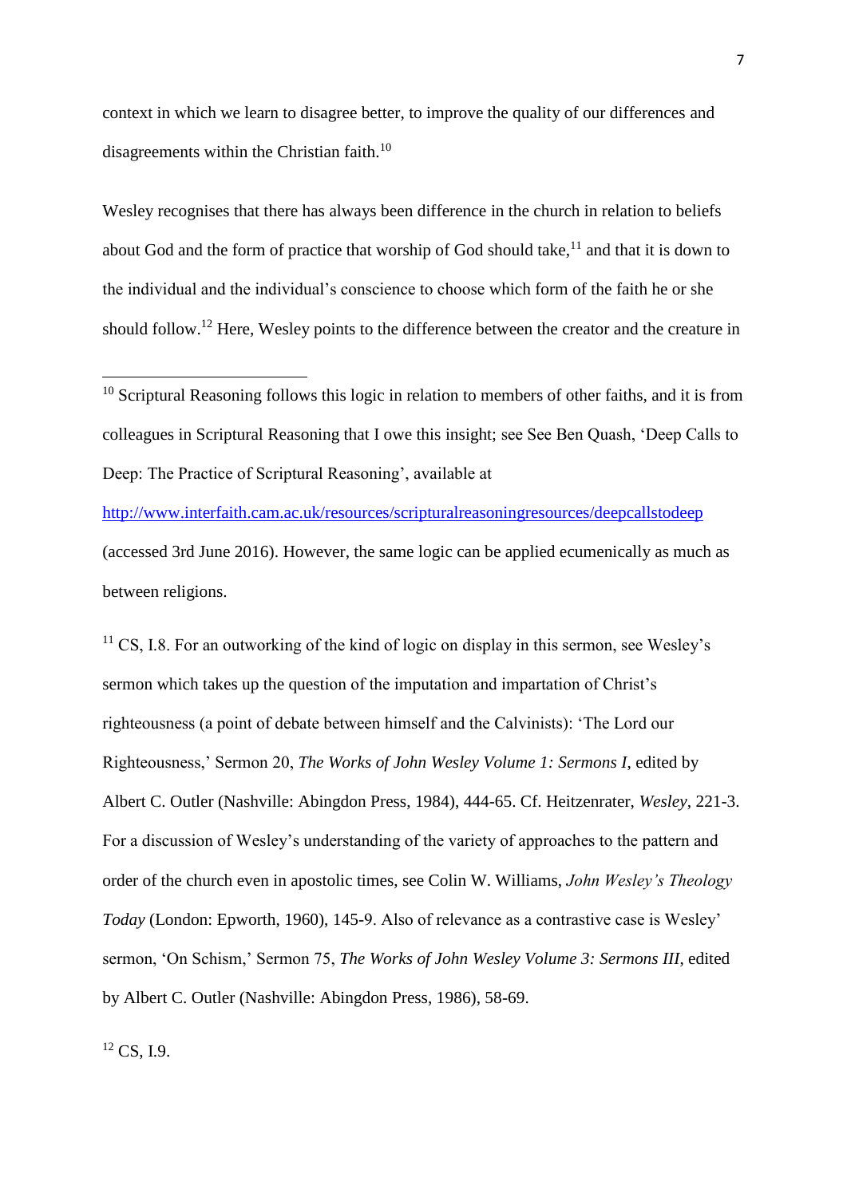context in which we learn to disagree better, to improve the quality of our differences and disagreements within the Christian faith.[10]

Wesley recognises that there has always been difference in the church in relation to beliefs about God and the form of practice that worship of God should take,[11] and that it is down to the individual and the individual's conscience to choose which form of the faith he or she should follow.[12] Here, Wesley points to the difference between the creator and the creature in

---

[10] Scriptural Reasoning follows this logic in relation to members of other faiths, and it is from colleagues in Scriptural Reasoning that I owe this insight; see See Ben Quash, 'Deep Calls to Deep: The Practice of Scriptural Reasoning', available at http://www.interfaith.cam.ac.uk/resources/scripturalreasoningresources/deepcallstodeep (accessed 3rd June 2016). However, the same logic can be applied ecumenically as much as between religions.

[11] CS, I.8. For an outworking of the kind of logic on display in this sermon, see Wesley's sermon which takes up the question of the imputation and impartation of Christ's righteousness (a point of debate between himself and the Calvinists): 'The Lord our Righteousness,' Sermon 20, *The Works of John Wesley Volume 1: Sermons I*, edited by Albert C. Outler (Nashville: Abingdon Press, 1984), 444-65. Cf. Heitzenrater, *Wesley*, 221-3. For a discussion of Wesley's understanding of the variety of approaches to the pattern and order of the church even in apostolic times, see Colin W. Williams, *John Wesley's Theology Today* (London: Epworth, 1960), 145-9. Also of relevance as a contrastive case is Wesley' sermon, 'On Schism,' Sermon 75, *The Works of John Wesley Volume 3: Sermons III*, edited by Albert C. Outler (Nashville: Abingdon Press, 1986), 58-69.

[12] CS, I.9.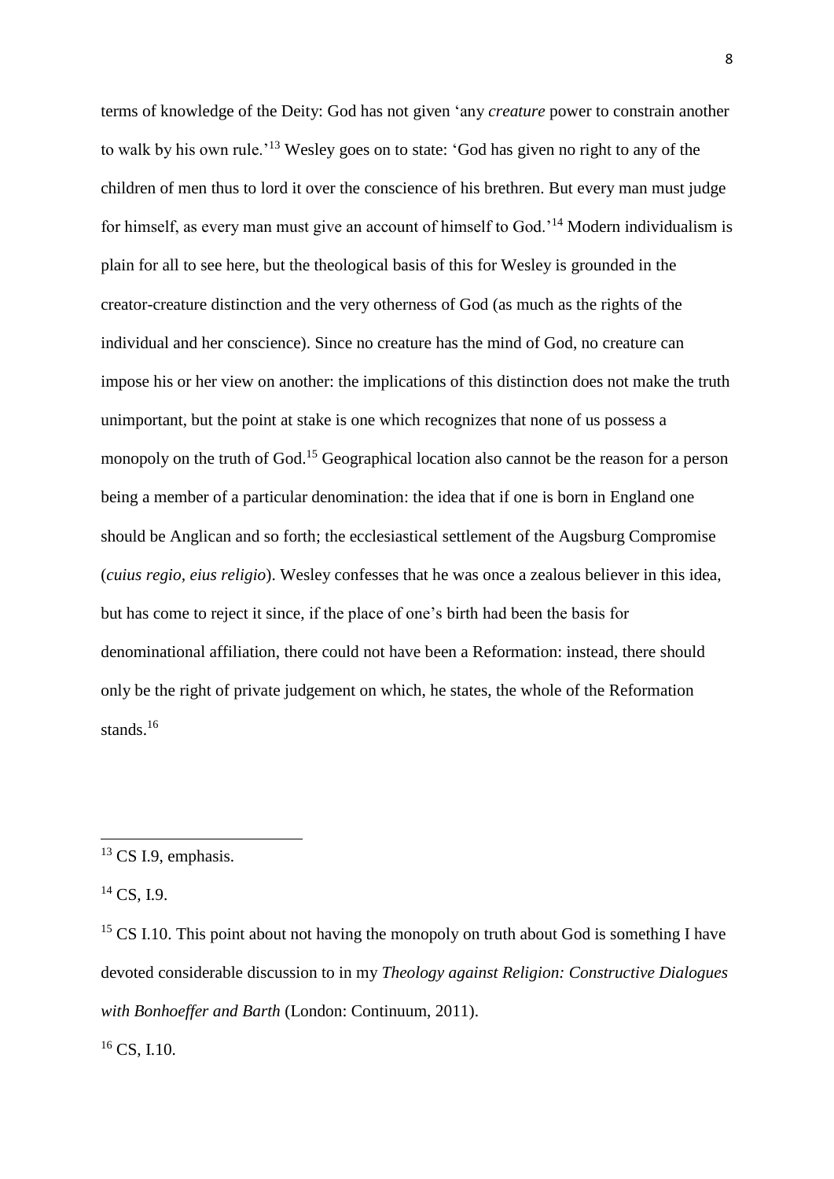terms of knowledge of the Deity: God has not given 'any *creature* power to constrain another to walk by his own rule.'[13] Wesley goes on to state: 'God has given no right to any of the children of men thus to lord it over the conscience of his brethren. But every man must judge for himself, as every man must give an account of himself to God.'[14] Modern individualism is plain for all to see here, but the theological basis of this for Wesley is grounded in the creator-creature distinction and the very otherness of God (as much as the rights of the individual and her conscience). Since no creature has the mind of God, no creature can impose his or her view on another: the implications of this distinction does not make the truth unimportant, but the point at stake is one which recognizes that none of us possess a monopoly on the truth of God.[15] Geographical location also cannot be the reason for a person being a member of a particular denomination: the idea that if one is born in England one should be Anglican and so forth; the ecclesiastical settlement of the Augsburg Compromise (*cuius regio, eius religio*). Wesley confesses that he was once a zealous believer in this idea, but has come to reject it since, if the place of one's birth had been the basis for denominational affiliation, there could not have been a Reformation: instead, there should only be the right of private judgement on which, he states, the whole of the Reformation stands.[16]

---

[13] CS I.9, emphasis.

[14] CS, I.9.

[15] CS I.10. This point about not having the monopoly on truth about God is something I have devoted considerable discussion to in my *Theology against Religion: Constructive Dialogues with Bonhoeffer and Barth* (London: Continuum, 2011).

[16] CS, I.10.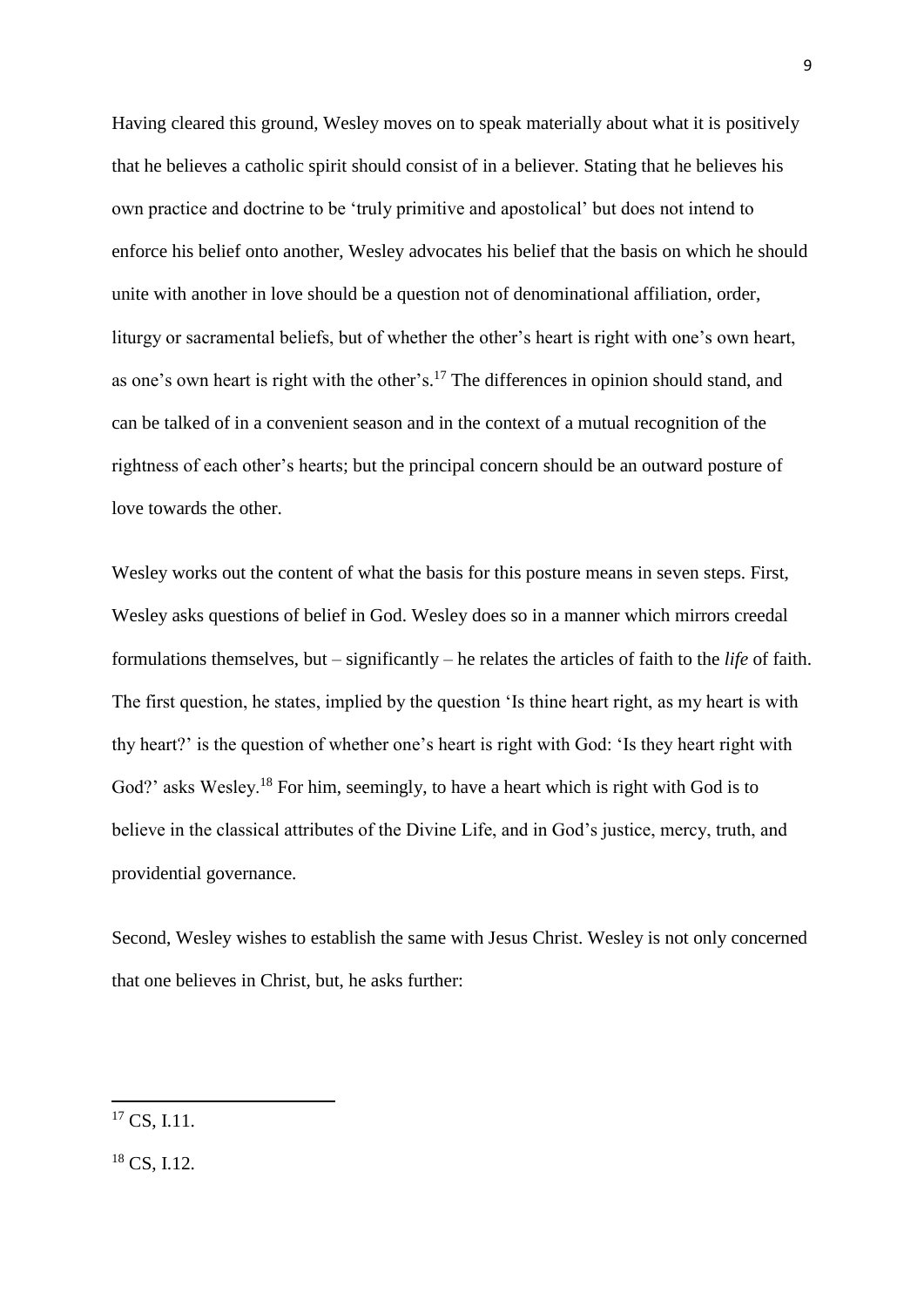Having cleared this ground, Wesley moves on to speak materially about what it is positively that he believes a catholic spirit should consist of in a believer. Stating that he believes his own practice and doctrine to be 'truly primitive and apostolical' but does not intend to enforce his belief onto another, Wesley advocates his belief that the basis on which he should unite with another in love should be a question not of denominational affiliation, order, liturgy or sacramental beliefs, but of whether the other's heart is right with one's own heart, as one's own heart is right with the other's.[17] The differences in opinion should stand, and can be talked of in a convenient season and in the context of a mutual recognition of the rightness of each other's hearts; but the principal concern should be an outward posture of love towards the other.

Wesley works out the content of what the basis for this posture means in seven steps. First, Wesley asks questions of belief in God. Wesley does so in a manner which mirrors creedal formulations themselves, but – significantly – he relates the articles of faith to the *life* of faith. The first question, he states, implied by the question 'Is thine heart right, as my heart is with thy heart?' is the question of whether one's heart is right with God: 'Is they heart right with God?' asks Wesley.[18] For him, seemingly, to have a heart which is right with God is to believe in the classical attributes of the Divine Life, and in God's justice, mercy, truth, and providential governance.

Second, Wesley wishes to establish the same with Jesus Christ. Wesley is not only concerned that one believes in Christ, but, he asks further:

---

[17] CS, I.11.

[18] CS, I.12.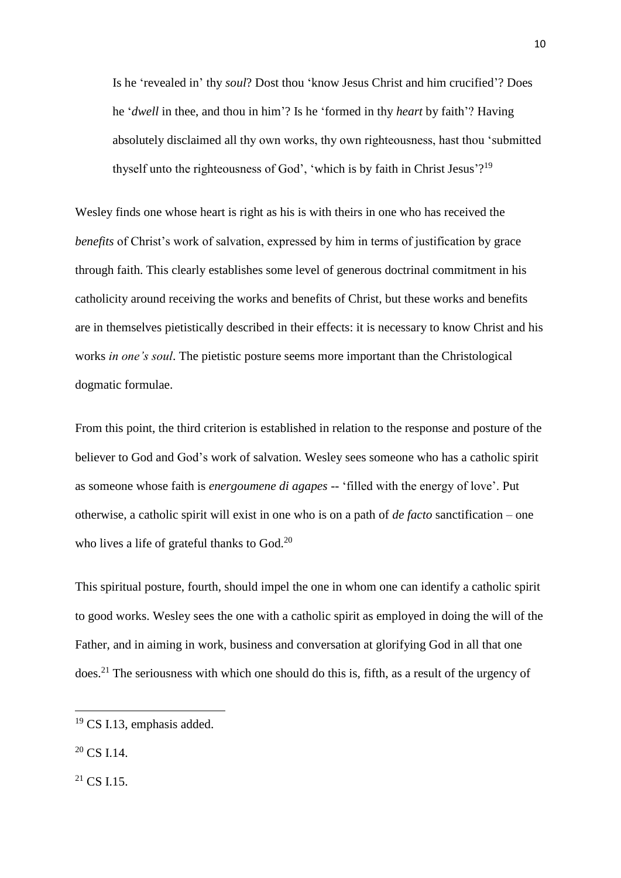> Is he 'revealed in' thy *soul*? Dost thou 'know Jesus Christ and him crucified'? Does he '*dwell* in thee, and thou in him'? Is he 'formed in thy *heart* by faith'? Having absolutely disclaimed all thy own works, thy own righteousness, hast thou 'submitted thyself unto the righteousness of God', 'which is by faith in Christ Jesus'?[19]

Wesley finds one whose heart is right as his is with theirs in one who has received the *benefits* of Christ's work of salvation, expressed by him in terms of justification by grace through faith. This clearly establishes some level of generous doctrinal commitment in his catholicity around receiving the works and benefits of Christ, but these works and benefits are in themselves pietistically described in their effects: it is necessary to know Christ and his works *in one's soul*. The pietistic posture seems more important than the Christological dogmatic formulae.

From this point, the third criterion is established in relation to the response and posture of the believer to God and God's work of salvation. Wesley sees someone who has a catholic spirit as someone whose faith is *energoumene di agapes* -- 'filled with the energy of love'. Put otherwise, a catholic spirit will exist in one who is on a path of *de facto* sanctification – one who lives a life of grateful thanks to God.[20]

This spiritual posture, fourth, should impel the one in whom one can identify a catholic spirit to good works. Wesley sees the one with a catholic spirit as employed in doing the will of the Father, and in aiming in work, business and conversation at glorifying God in all that one does.[21] The seriousness with which one should do this is, fifth, as a result of the urgency of

---

[19] CS I.13, emphasis added.

[20] CS I.14.

[21] CS I.15.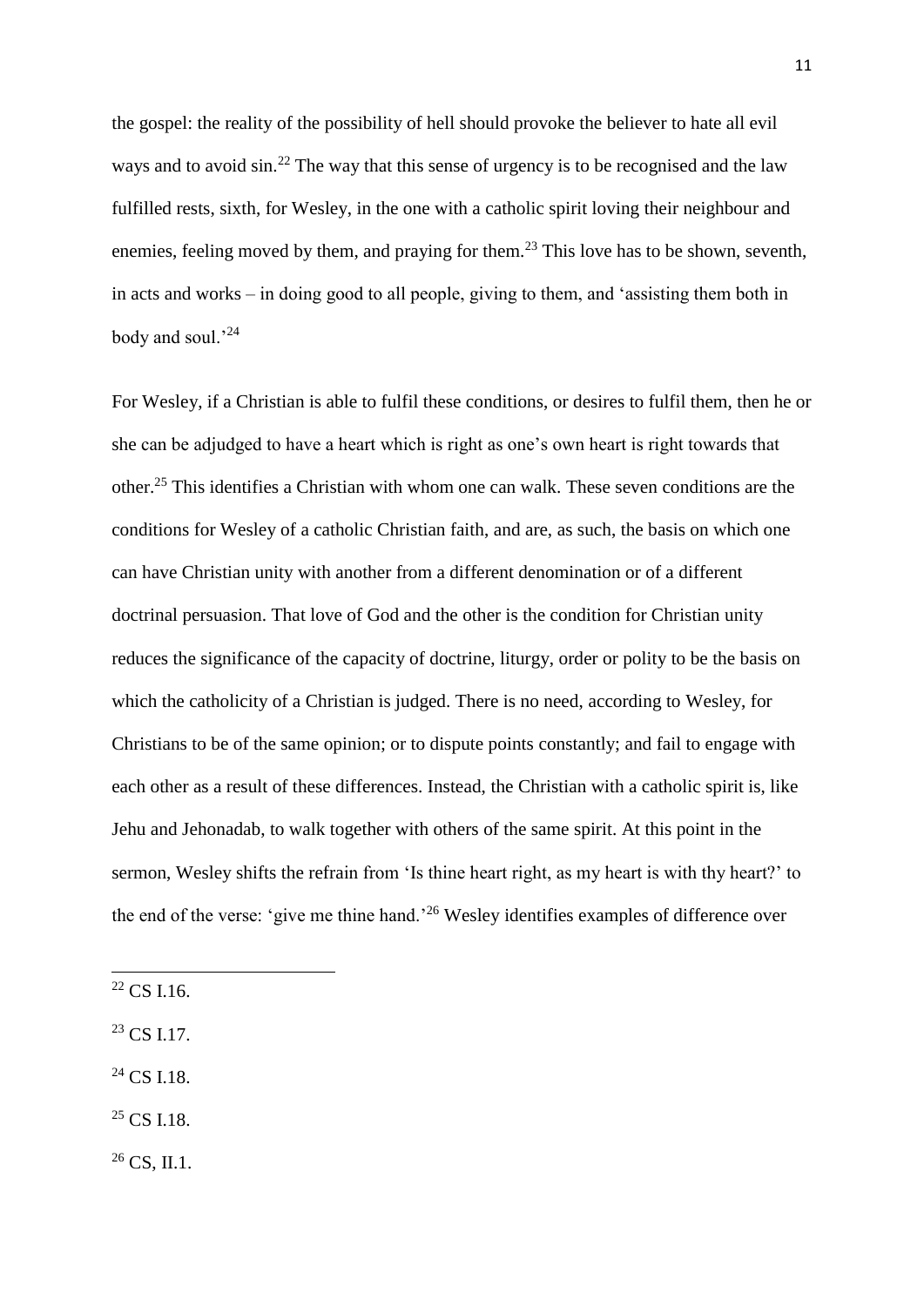the gospel: the reality of the possibility of hell should provoke the believer to hate all evil ways and to avoid sin.[22] The way that this sense of urgency is to be recognised and the law fulfilled rests, sixth, for Wesley, in the one with a catholic spirit loving their neighbour and enemies, feeling moved by them, and praying for them.[23] This love has to be shown, seventh, in acts and works – in doing good to all people, giving to them, and 'assisting them both in body and soul.'[24]

For Wesley, if a Christian is able to fulfil these conditions, or desires to fulfil them, then he or she can be adjudged to have a heart which is right as one's own heart is right towards that other.[25] This identifies a Christian with whom one can walk. These seven conditions are the conditions for Wesley of a catholic Christian faith, and are, as such, the basis on which one can have Christian unity with another from a different denomination or of a different doctrinal persuasion. That love of God and the other is the condition for Christian unity reduces the significance of the capacity of doctrine, liturgy, order or polity to be the basis on which the catholicity of a Christian is judged. There is no need, according to Wesley, for Christians to be of the same opinion; or to dispute points constantly; and fail to engage with each other as a result of these differences. Instead, the Christian with a catholic spirit is, like Jehu and Jehonadab, to walk together with others of the same spirit. At this point in the sermon, Wesley shifts the refrain from 'Is thine heart right, as my heart is with thy heart?' to the end of the verse: 'give me thine hand.'[26] Wesley identifies examples of difference over

---

[22] CS I.16.

[23] CS I.17.

[24] CS I.18.

[25] CS I.18.

[26] CS, II.1.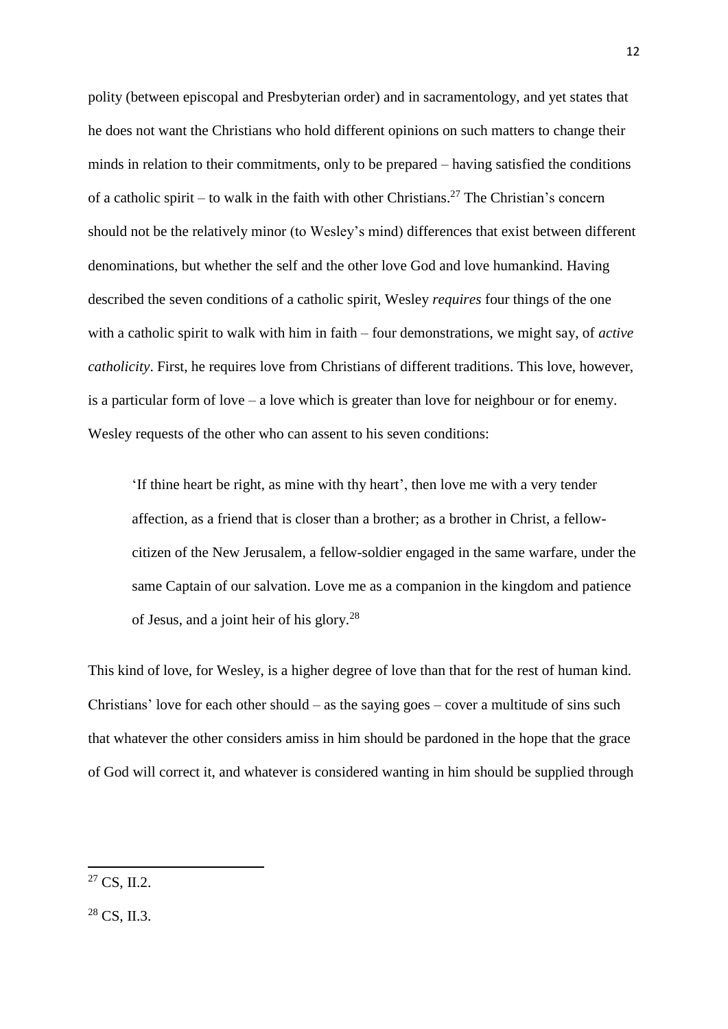polity (between episcopal and Presbyterian order) and in sacramentology, and yet states that he does not want the Christians who hold different opinions on such matters to change their minds in relation to their commitments, only to be prepared – having satisfied the conditions of a catholic spirit – to walk in the faith with other Christians.[27] The Christian's concern should not be the relatively minor (to Wesley's mind) differences that exist between different denominations, but whether the self and the other love God and love humankind. Having described the seven conditions of a catholic spirit, Wesley *requires* four things of the one with a catholic spirit to walk with him in faith – four demonstrations, we might say, of *active catholicity*. First, he requires love from Christians of different traditions. This love, however, is a particular form of love – a love which is greater than love for neighbour or for enemy. Wesley requests of the other who can assent to his seven conditions:

> 'If thine heart be right, as mine with thy heart', then love me with a very tender affection, as a friend that is closer than a brother; as a brother in Christ, a fellow-citizen of the New Jerusalem, a fellow-soldier engaged in the same warfare, under the same Captain of our salvation. Love me as a companion in the kingdom and patience of Jesus, and a joint heir of his glory.[28]

This kind of love, for Wesley, is a higher degree of love than that for the rest of human kind. Christians' love for each other should – as the saying goes – cover a multitude of sins such that whatever the other considers amiss in him should be pardoned in the hope that the grace of God will correct it, and whatever is considered wanting in him should be supplied through

---

[27] CS, II.2.

[28] CS, II.3.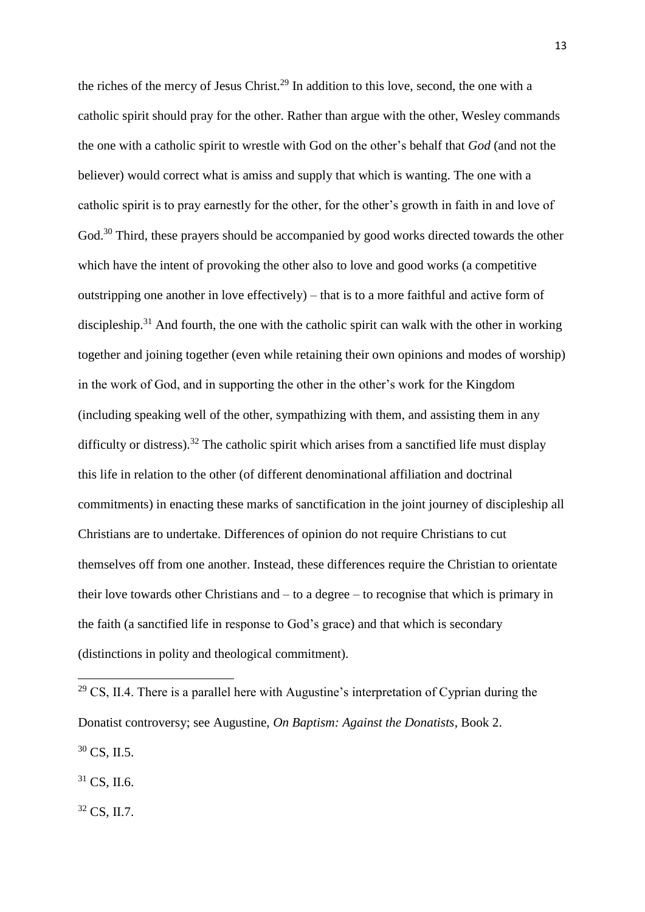the riches of the mercy of Jesus Christ.[29] In addition to this love, second, the one with a catholic spirit should pray for the other. Rather than argue with the other, Wesley commands the one with a catholic spirit to wrestle with God on the other's behalf that *God* (and not the believer) would correct what is amiss and supply that which is wanting. The one with a catholic spirit is to pray earnestly for the other, for the other's growth in faith in and love of God.[30] Third, these prayers should be accompanied by good works directed towards the other which have the intent of provoking the other also to love and good works (a competitive outstripping one another in love effectively) – that is to a more faithful and active form of discipleship.[31] And fourth, the one with the catholic spirit can walk with the other in working together and joining together (even while retaining their own opinions and modes of worship) in the work of God, and in supporting the other in the other's work for the Kingdom (including speaking well of the other, sympathizing with them, and assisting them in any difficulty or distress).[32] The catholic spirit which arises from a sanctified life must display this life in relation to the other (of different denominational affiliation and doctrinal commitments) in enacting these marks of sanctification in the joint journey of discipleship all Christians are to undertake. Differences of opinion do not require Christians to cut themselves off from one another. Instead, these differences require the Christian to orientate their love towards other Christians and – to a degree – to recognise that which is primary in the faith (a sanctified life in response to God's grace) and that which is secondary (distinctions in polity and theological commitment).

---

[29] CS, II.4. There is a parallel here with Augustine's interpretation of Cyprian during the Donatist controversy; see Augustine, *On Baptism: Against the Donatists*, Book 2.

[30] CS, II.5.

[31] CS, II.6.

[32] CS, II.7.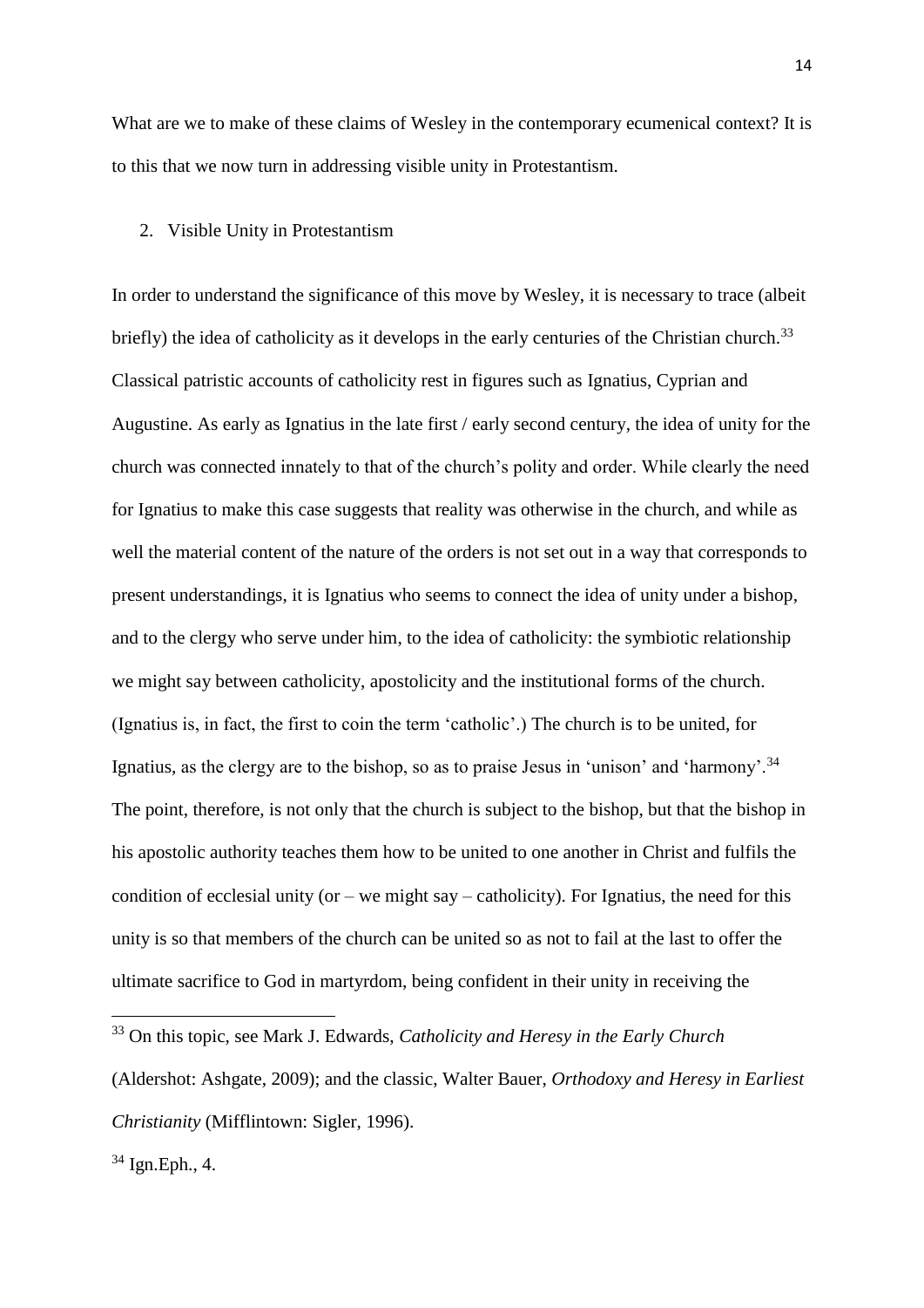What are we to make of these claims of Wesley in the contemporary ecumenical context? It is to this that we now turn in addressing visible unity in Protestantism.

## 2. Visible Unity in Protestantism

In order to understand the significance of this move by Wesley, it is necessary to trace (albeit briefly) the idea of catholicity as it develops in the early centuries of the Christian church.[33] Classical patristic accounts of catholicity rest in figures such as Ignatius, Cyprian and Augustine. As early as Ignatius in the late first / early second century, the idea of unity for the church was connected innately to that of the church's polity and order. While clearly the need for Ignatius to make this case suggests that reality was otherwise in the church, and while as well the material content of the nature of the orders is not set out in a way that corresponds to present understandings, it is Ignatius who seems to connect the idea of unity under a bishop, and to the clergy who serve under him, to the idea of catholicity: the symbiotic relationship we might say between catholicity, apostolicity and the institutional forms of the church. (Ignatius is, in fact, the first to coin the term 'catholic'.) The church is to be united, for Ignatius, as the clergy are to the bishop, so as to praise Jesus in 'unison' and 'harmony'.[34] The point, therefore, is not only that the church is subject to the bishop, but that the bishop in his apostolic authority teaches them how to be united to one another in Christ and fulfils the condition of ecclesial unity (or – we might say – catholicity). For Ignatius, the need for this unity is so that members of the church can be united so as not to fail at the last to offer the ultimate sacrifice to God in martyrdom, being confident in their unity in receiving the

---

[33] On this topic, see Mark J. Edwards, *Catholicity and Heresy in the Early Church* (Aldershot: Ashgate, 2009); and the classic, Walter Bauer, *Orthodoxy and Heresy in Earliest Christianity* (Mifflintown: Sigler, 1996).

[34] Ign.Eph., 4.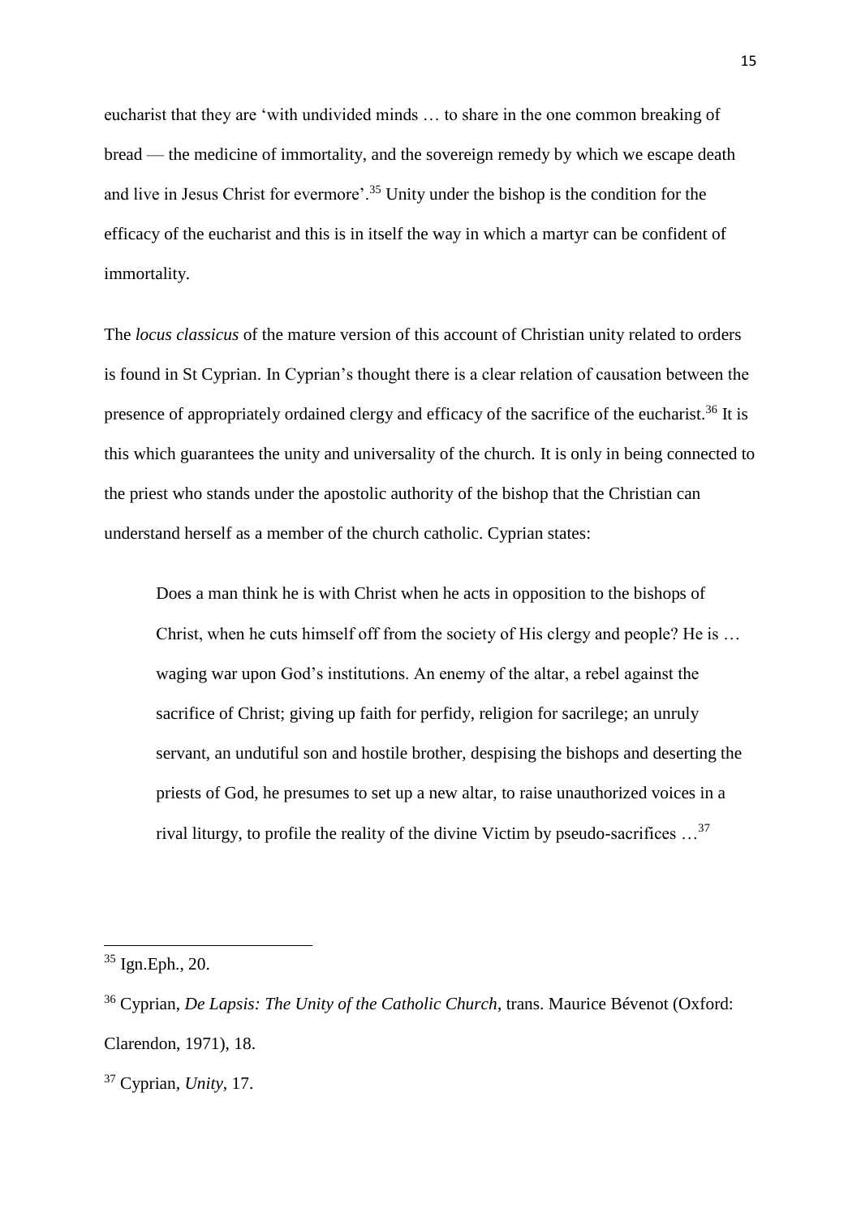eucharist that they are 'with undivided minds … to share in the one common breaking of bread — the medicine of immortality, and the sovereign remedy by which we escape death and live in Jesus Christ for evermore'.[35] Unity under the bishop is the condition for the efficacy of the eucharist and this is in itself the way in which a martyr can be confident of immortality.

The *locus classicus* of the mature version of this account of Christian unity related to orders is found in St Cyprian. In Cyprian's thought there is a clear relation of causation between the presence of appropriately ordained clergy and efficacy of the sacrifice of the eucharist.[36] It is this which guarantees the unity and universality of the church. It is only in being connected to the priest who stands under the apostolic authority of the bishop that the Christian can understand herself as a member of the church catholic. Cyprian states:

> Does a man think he is with Christ when he acts in opposition to the bishops of Christ, when he cuts himself off from the society of His clergy and people? He is … waging war upon God's institutions. An enemy of the altar, a rebel against the sacrifice of Christ; giving up faith for perfidy, religion for sacrilege; an unruly servant, an undutiful son and hostile brother, despising the bishops and deserting the priests of God, he presumes to set up a new altar, to raise unauthorized voices in a rival liturgy, to profile the reality of the divine Victim by pseudo-sacrifices …[37]

---

[35] Ign.Eph., 20.

[36] Cyprian, *De Lapsis: The Unity of the Catholic Church*, trans. Maurice Bévenot (Oxford: Clarendon, 1971), 18.

[37] Cyprian, *Unity*, 17.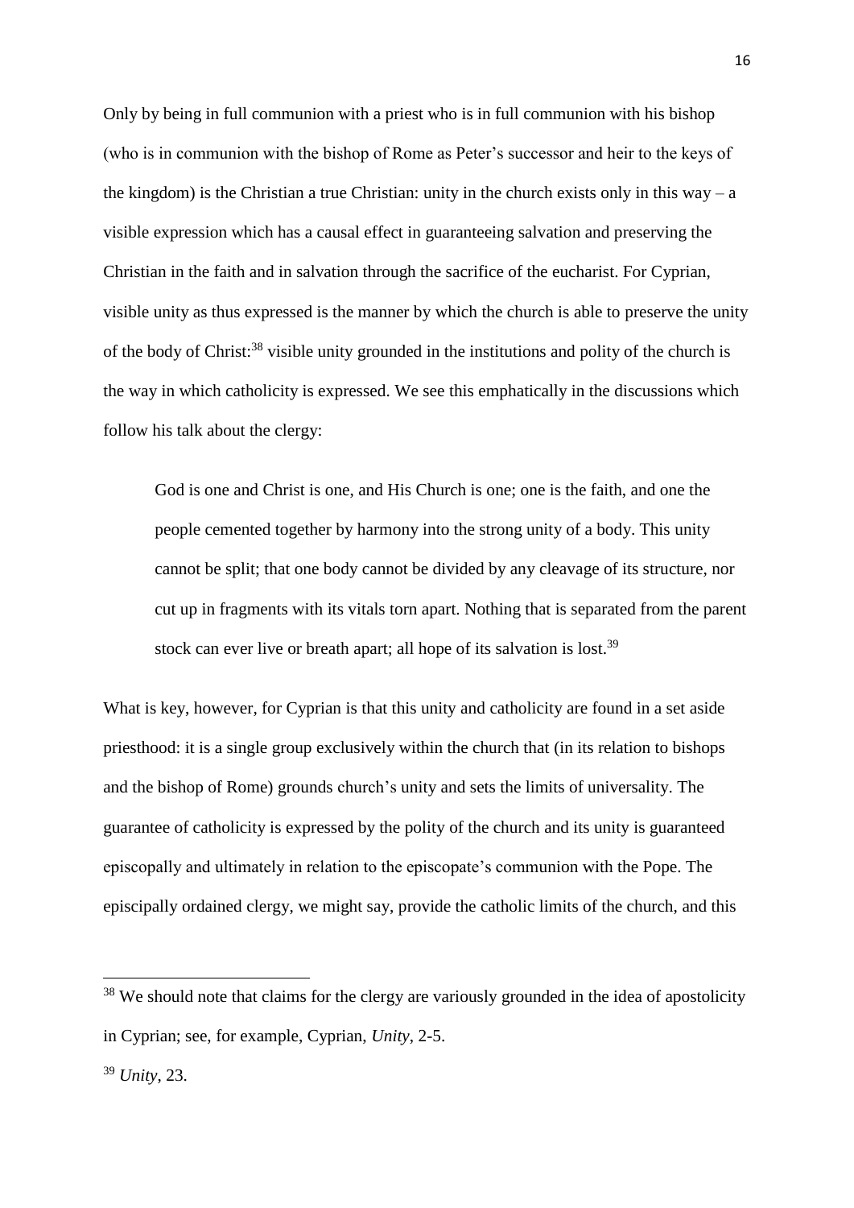Only by being in full communion with a priest who is in full communion with his bishop (who is in communion with the bishop of Rome as Peter's successor and heir to the keys of the kingdom) is the Christian a true Christian: unity in the church exists only in this way – a visible expression which has a causal effect in guaranteeing salvation and preserving the Christian in the faith and in salvation through the sacrifice of the eucharist. For Cyprian, visible unity as thus expressed is the manner by which the church is able to preserve the unity of the body of Christ:[38] visible unity grounded in the institutions and polity of the church is the way in which catholicity is expressed. We see this emphatically in the discussions which follow his talk about the clergy:

> God is one and Christ is one, and His Church is one; one is the faith, and one the people cemented together by harmony into the strong unity of a body. This unity cannot be split; that one body cannot be divided by any cleavage of its structure, nor cut up in fragments with its vitals torn apart. Nothing that is separated from the parent stock can ever live or breath apart; all hope of its salvation is lost.[39]

What is key, however, for Cyprian is that this unity and catholicity are found in a set aside priesthood: it is a single group exclusively within the church that (in its relation to bishops and the bishop of Rome) grounds church's unity and sets the limits of universality. The guarantee of catholicity is expressed by the polity of the church and its unity is guaranteed episcopally and ultimately in relation to the episcopate's communion with the Pope. The episcipally ordained clergy, we might say, provide the catholic limits of the church, and this

---

[38] We should note that claims for the clergy are variously grounded in the idea of apostolicity in Cyprian; see, for example, Cyprian, *Unity*, 2-5.

[39] *Unity*, 23.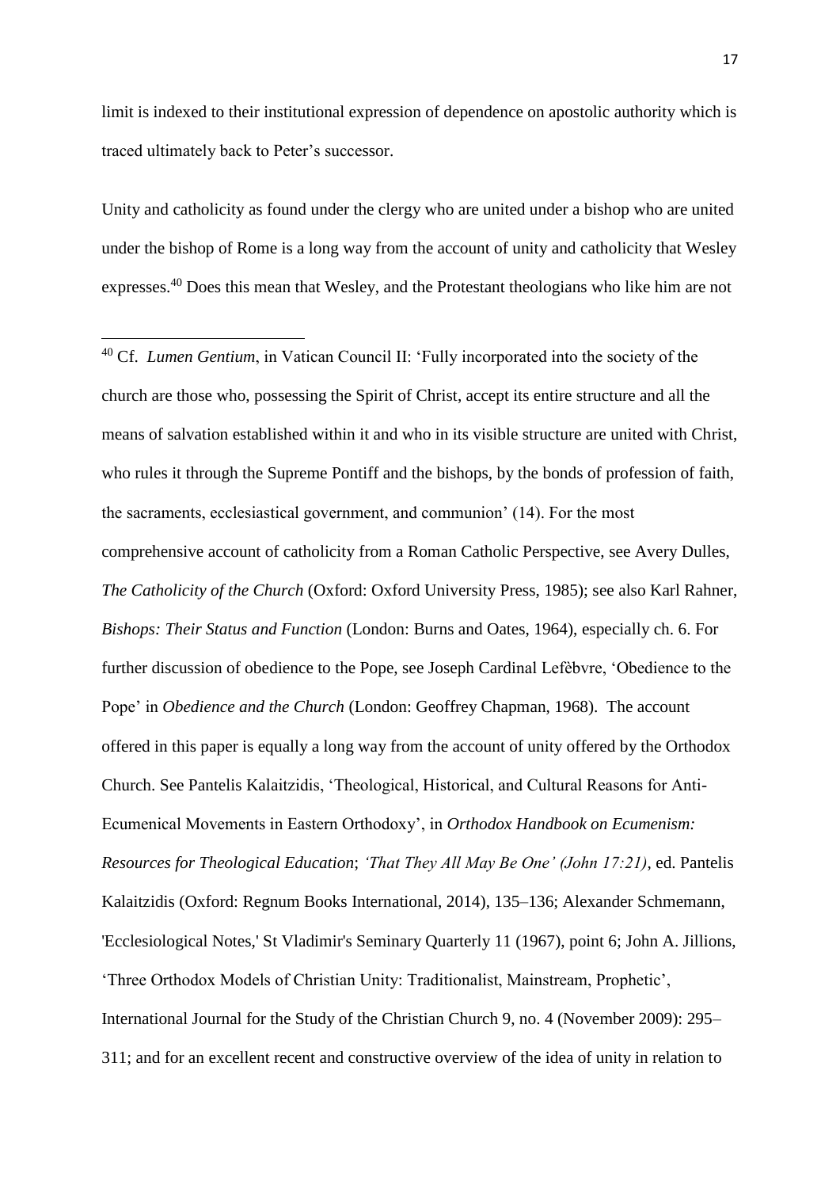limit is indexed to their institutional expression of dependence on apostolic authority which is traced ultimately back to Peter's successor.

Unity and catholicity as found under the clergy who are united under a bishop who are united under the bishop of Rome is a long way from the account of unity and catholicity that Wesley expresses.[40] Does this mean that Wesley, and the Protestant theologians who like him are not

[40] Cf. *Lumen Gentium*, in Vatican Council II: 'Fully incorporated into the society of the church are those who, possessing the Spirit of Christ, accept its entire structure and all the means of salvation established within it and who in its visible structure are united with Christ, who rules it through the Supreme Pontiff and the bishops, by the bonds of profession of faith, the sacraments, ecclesiastical government, and communion' (14). For the most comprehensive account of catholicity from a Roman Catholic Perspective, see Avery Dulles, *The Catholicity of the Church* (Oxford: Oxford University Press, 1985); see also Karl Rahner, *Bishops: Their Status and Function* (London: Burns and Oates, 1964), especially ch. 6. For further discussion of obedience to the Pope, see Joseph Cardinal Lefèbvre, 'Obedience to the Pope' in *Obedience and the Church* (London: Geoffrey Chapman, 1968). The account offered in this paper is equally a long way from the account of unity offered by the Orthodox Church. See Pantelis Kalaitzidis, 'Theological, Historical, and Cultural Reasons for Anti-Ecumenical Movements in Eastern Orthodoxy', in *Orthodox Handbook on Ecumenism: Resources for Theological Education*; *'That They All May Be One' (John 17:21)*, ed. Pantelis Kalaitzidis (Oxford: Regnum Books International, 2014), 135–136; Alexander Schmemann, 'Ecclesiological Notes,' St Vladimir's Seminary Quarterly 11 (1967), point 6; John A. Jillions, 'Three Orthodox Models of Christian Unity: Traditionalist, Mainstream, Prophetic', International Journal for the Study of the Christian Church 9, no. 4 (November 2009): 295–311; and for an excellent recent and constructive overview of the idea of unity in relation to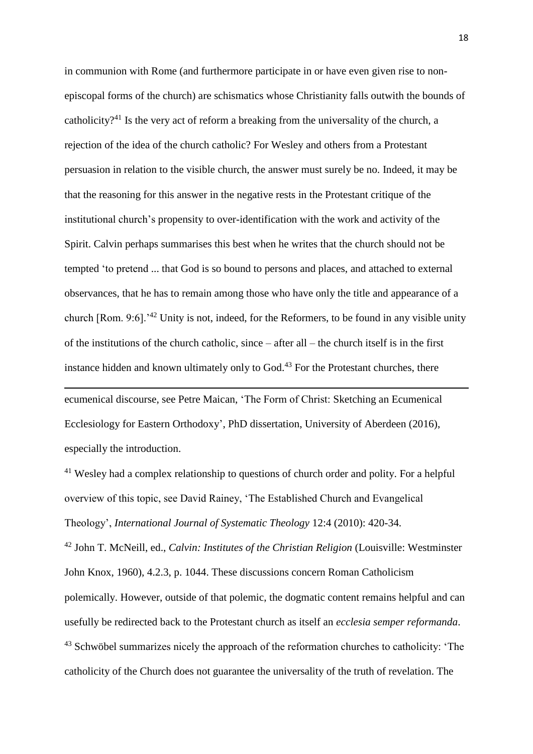in communion with Rome (and furthermore participate in or have even given rise to non-episcopal forms of the church) are schismatics whose Christianity falls outwith the bounds of catholicity?[41] Is the very act of reform a breaking from the universality of the church, a rejection of the idea of the church catholic? For Wesley and others from a Protestant persuasion in relation to the visible church, the answer must surely be no. Indeed, it may be that the reasoning for this answer in the negative rests in the Protestant critique of the institutional church's propensity to over-identification with the work and activity of the Spirit. Calvin perhaps summarises this best when he writes that the church should not be tempted 'to pretend ... that God is so bound to persons and places, and attached to external observances, that he has to remain among those who have only the title and appearance of a church [Rom. 9:6].'[42] Unity is not, indeed, for the Reformers, to be found in any visible unity of the institutions of the church catholic, since – after all – the church itself is in the first instance hidden and known ultimately only to God.[43] For the Protestant churches, there

---

ecumenical discourse, see Petre Maican, 'The Form of Christ: Sketching an Ecumenical Ecclesiology for Eastern Orthodoxy', PhD dissertation, University of Aberdeen (2016), especially the introduction.

[41] Wesley had a complex relationship to questions of church order and polity. For a helpful overview of this topic, see David Rainey, 'The Established Church and Evangelical Theology', *International Journal of Systematic Theology* 12:4 (2010): 420-34.

[42] John T. McNeill, ed., *Calvin: Institutes of the Christian Religion* (Louisville: Westminster John Knox, 1960), 4.2.3, p. 1044. These discussions concern Roman Catholicism polemically. However, outside of that polemic, the dogmatic content remains helpful and can usefully be redirected back to the Protestant church as itself an *ecclesia semper reformanda*.

[43] Schwöbel summarizes nicely the approach of the reformation churches to catholicity: 'The catholicity of the Church does not guarantee the universality of the truth of revelation. The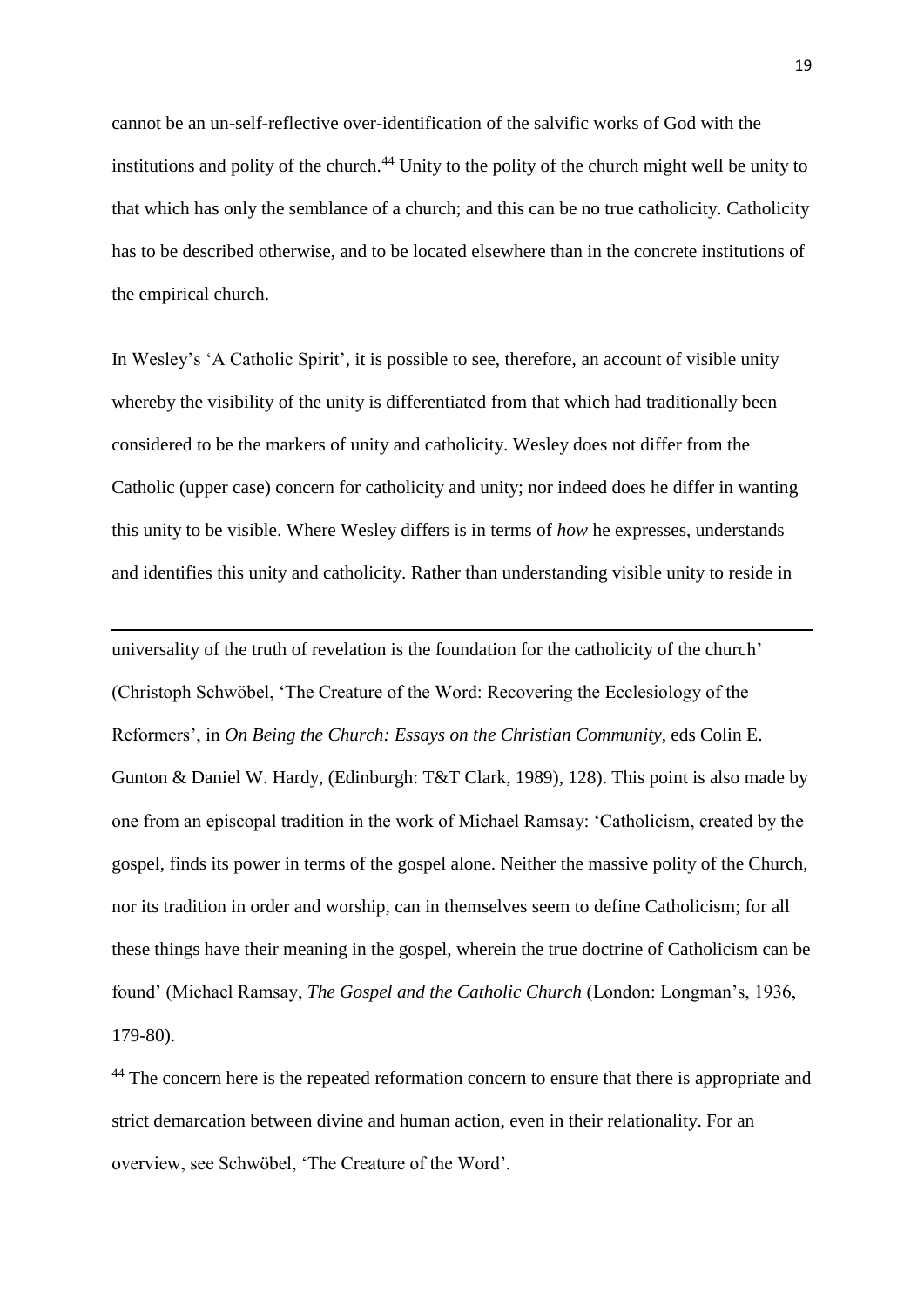cannot be an un-self-reflective over-identification of the salvific works of God with the institutions and polity of the church.[44] Unity to the polity of the church might well be unity to that which has only the semblance of a church; and this can be no true catholicity. Catholicity has to be described otherwise, and to be located elsewhere than in the concrete institutions of the empirical church.

In Wesley's 'A Catholic Spirit', it is possible to see, therefore, an account of visible unity whereby the visibility of the unity is differentiated from that which had traditionally been considered to be the markers of unity and catholicity. Wesley does not differ from the Catholic (upper case) concern for catholicity and unity; nor indeed does he differ in wanting this unity to be visible. Where Wesley differs is in terms of *how* he expresses, understands and identifies this unity and catholicity. Rather than understanding visible unity to reside in

---

universality of the truth of revelation is the foundation for the catholicity of the church' (Christoph Schwöbel, 'The Creature of the Word: Recovering the Ecclesiology of the Reformers', in *On Being the Church: Essays on the Christian Community*, eds Colin E. Gunton & Daniel W. Hardy, (Edinburgh: T&T Clark, 1989), 128). This point is also made by one from an episcopal tradition in the work of Michael Ramsay: 'Catholicism, created by the gospel, finds its power in terms of the gospel alone. Neither the massive polity of the Church, nor its tradition in order and worship, can in themselves seem to define Catholicism; for all these things have their meaning in the gospel, wherein the true doctrine of Catholicism can be found' (Michael Ramsay, *The Gospel and the Catholic Church* (London: Longman's, 1936, 179-80).

[44] The concern here is the repeated reformation concern to ensure that there is appropriate and strict demarcation between divine and human action, even in their relationality. For an overview, see Schwöbel, 'The Creature of the Word'.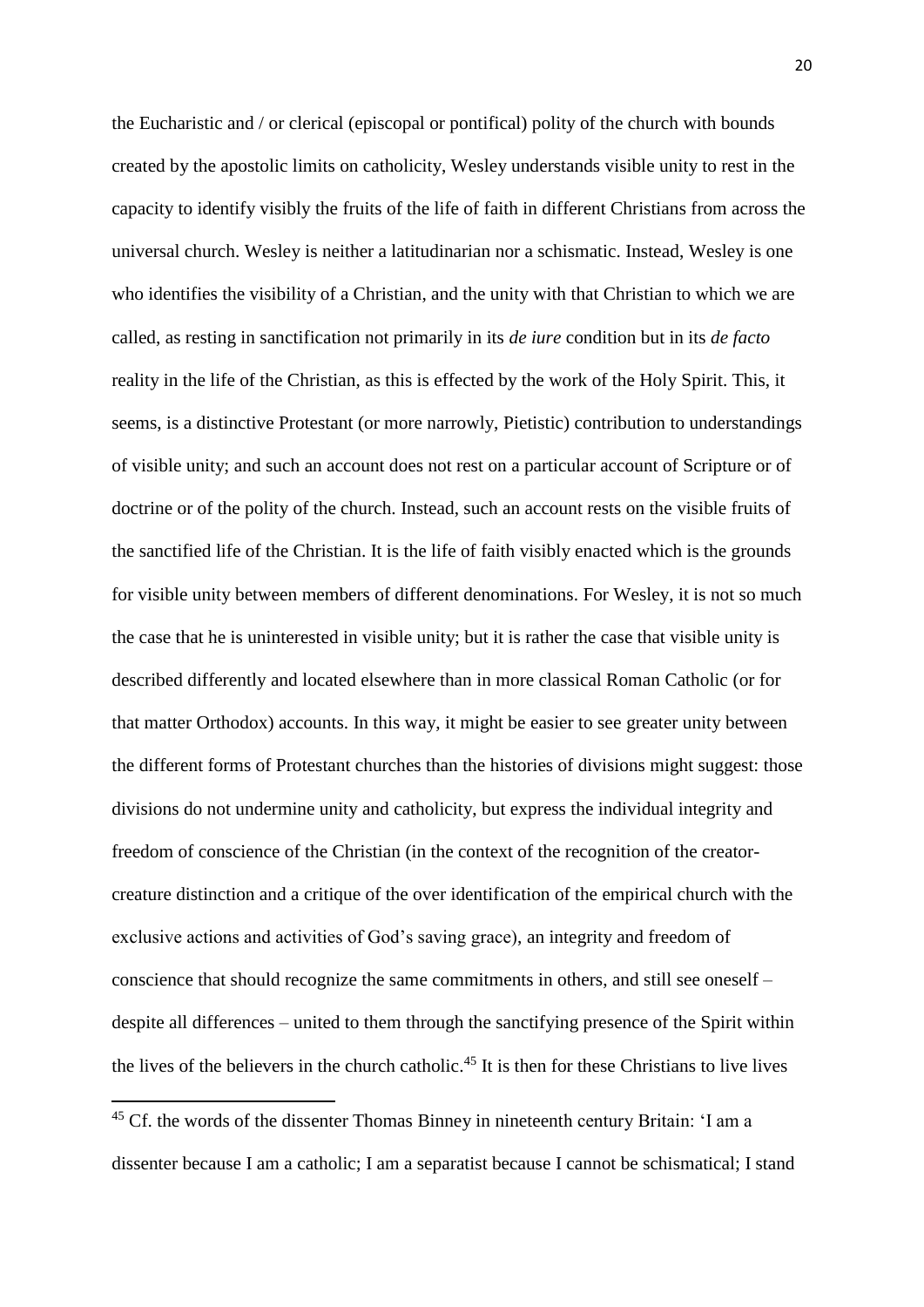the Eucharistic and / or clerical (episcopal or pontifical) polity of the church with bounds created by the apostolic limits on catholicity, Wesley understands visible unity to rest in the capacity to identify visibly the fruits of the life of faith in different Christians from across the universal church. Wesley is neither a latitudinarian nor a schismatic. Instead, Wesley is one who identifies the visibility of a Christian, and the unity with that Christian to which we are called, as resting in sanctification not primarily in its *de iure* condition but in its *de facto* reality in the life of the Christian, as this is effected by the work of the Holy Spirit. This, it seems, is a distinctive Protestant (or more narrowly, Pietistic) contribution to understandings of visible unity; and such an account does not rest on a particular account of Scripture or of doctrine or of the polity of the church. Instead, such an account rests on the visible fruits of the sanctified life of the Christian. It is the life of faith visibly enacted which is the grounds for visible unity between members of different denominations. For Wesley, it is not so much the case that he is uninterested in visible unity; but it is rather the case that visible unity is described differently and located elsewhere than in more classical Roman Catholic (or for that matter Orthodox) accounts. In this way, it might be easier to see greater unity between the different forms of Protestant churches than the histories of divisions might suggest: those divisions do not undermine unity and catholicity, but express the individual integrity and freedom of conscience of the Christian (in the context of the recognition of the creator-creature distinction and a critique of the over identification of the empirical church with the exclusive actions and activities of God's saving grace), an integrity and freedom of conscience that should recognize the same commitments in others, and still see oneself – despite all differences – united to them through the sanctifying presence of the Spirit within the lives of the believers in the church catholic.[45] It is then for these Christians to live lives

[45] Cf. the words of the dissenter Thomas Binney in nineteenth century Britain: 'I am a dissenter because I am a catholic; I am a separatist because I cannot be schismatical; I stand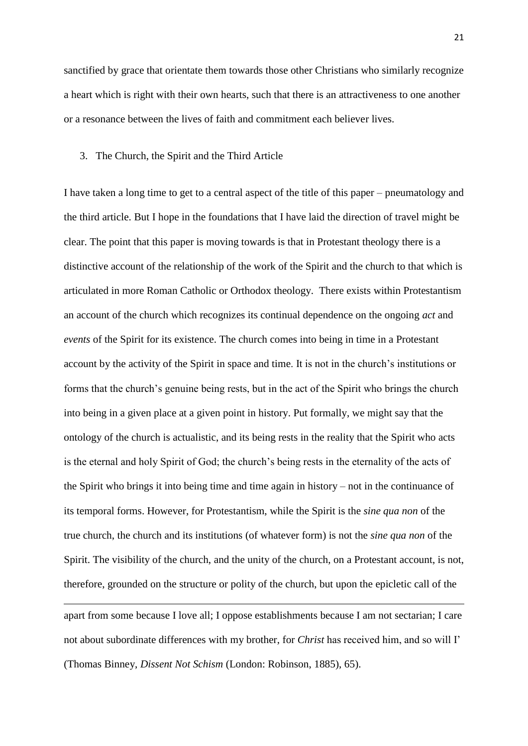sanctified by grace that orientate them towards those other Christians who similarly recognize a heart which is right with their own hearts, such that there is an attractiveness to one another or a resonance between the lives of faith and commitment each believer lives.

## 3. The Church, the Spirit and the Third Article

I have taken a long time to get to a central aspect of the title of this paper – pneumatology and the third article. But I hope in the foundations that I have laid the direction of travel might be clear. The point that this paper is moving towards is that in Protestant theology there is a distinctive account of the relationship of the work of the Spirit and the church to that which is articulated in more Roman Catholic or Orthodox theology. There exists within Protestantism an account of the church which recognizes its continual dependence on the ongoing *act* and *events* of the Spirit for its existence. The church comes into being in time in a Protestant account by the activity of the Spirit in space and time. It is not in the church's institutions or forms that the church's genuine being rests, but in the act of the Spirit who brings the church into being in a given place at a given point in history. Put formally, we might say that the ontology of the church is actualistic, and its being rests in the reality that the Spirit who acts is the eternal and holy Spirit of God; the church's being rests in the eternality of the acts of the Spirit who brings it into being time and time again in history – not in the continuance of its temporal forms. However, for Protestantism, while the Spirit is the *sine qua non* of the true church, the church and its institutions (of whatever form) is not the *sine qua non* of the Spirit. The visibility of the church, and the unity of the church, on a Protestant account, is not, therefore, grounded on the structure or polity of the church, but upon the epicletic call of the

---

apart from some because I love all; I oppose establishments because I am not sectarian; I care not about subordinate differences with my brother, for *Christ* has received him, and so will I' (Thomas Binney, *Dissent Not Schism* (London: Robinson, 1885), 65).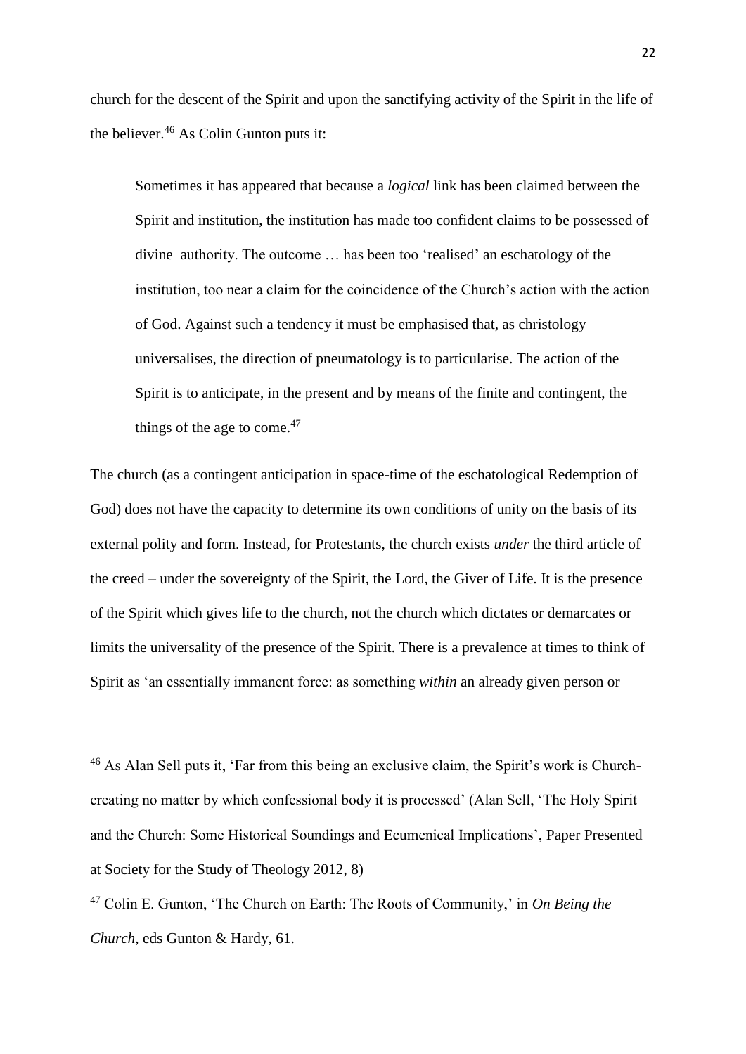church for the descent of the Spirit and upon the sanctifying activity of the Spirit in the life of the believer.[46] As Colin Gunton puts it:

> Sometimes it has appeared that because a *logical* link has been claimed between the Spirit and institution, the institution has made too confident claims to be possessed of divine authority. The outcome … has been too 'realised' an eschatology of the institution, too near a claim for the coincidence of the Church's action with the action of God. Against such a tendency it must be emphasised that, as christology universalises, the direction of pneumatology is to particularise. The action of the Spirit is to anticipate, in the present and by means of the finite and contingent, the things of the age to come.[47]

The church (as a contingent anticipation in space-time of the eschatological Redemption of God) does not have the capacity to determine its own conditions of unity on the basis of its external polity and form. Instead, for Protestants, the church exists *under* the third article of the creed – under the sovereignty of the Spirit, the Lord, the Giver of Life. It is the presence of the Spirit which gives life to the church, not the church which dictates or demarcates or limits the universality of the presence of the Spirit. There is a prevalence at times to think of Spirit as 'an essentially immanent force: as something *within* an already given person or

---

[46] As Alan Sell puts it, 'Far from this being an exclusive claim, the Spirit's work is Church-creating no matter by which confessional body it is processed' (Alan Sell, 'The Holy Spirit and the Church: Some Historical Soundings and Ecumenical Implications', Paper Presented at Society for the Study of Theology 2012, 8)

[47] Colin E. Gunton, 'The Church on Earth: The Roots of Community,' in *On Being the Church*, eds Gunton & Hardy, 61.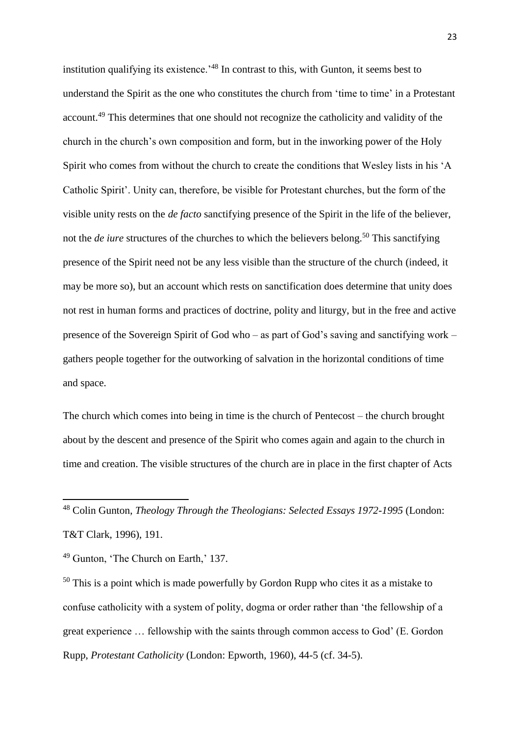institution qualifying its existence.'[48] In contrast to this, with Gunton, it seems best to understand the Spirit as the one who constitutes the church from 'time to time' in a Protestant account.[49] This determines that one should not recognize the catholicity and validity of the church in the church's own composition and form, but in the inworking power of the Holy Spirit who comes from without the church to create the conditions that Wesley lists in his 'A Catholic Spirit'. Unity can, therefore, be visible for Protestant churches, but the form of the visible unity rests on the *de facto* sanctifying presence of the Spirit in the life of the believer, not the *de iure* structures of the churches to which the believers belong.[50] This sanctifying presence of the Spirit need not be any less visible than the structure of the church (indeed, it may be more so), but an account which rests on sanctification does determine that unity does not rest in human forms and practices of doctrine, polity and liturgy, but in the free and active presence of the Sovereign Spirit of God who – as part of God's saving and sanctifying work – gathers people together for the outworking of salvation in the horizontal conditions of time and space.

The church which comes into being in time is the church of Pentecost – the church brought about by the descent and presence of the Spirit who comes again and again to the church in time and creation. The visible structures of the church are in place in the first chapter of Acts

---

[48] Colin Gunton, *Theology Through the Theologians: Selected Essays 1972-1995* (London: T&T Clark, 1996), 191.

[49] Gunton, 'The Church on Earth,' 137.

[50] This is a point which is made powerfully by Gordon Rupp who cites it as a mistake to confuse catholicity with a system of polity, dogma or order rather than 'the fellowship of a great experience … fellowship with the saints through common access to God' (E. Gordon Rupp, *Protestant Catholicity* (London: Epworth, 1960), 44-5 (cf. 34-5).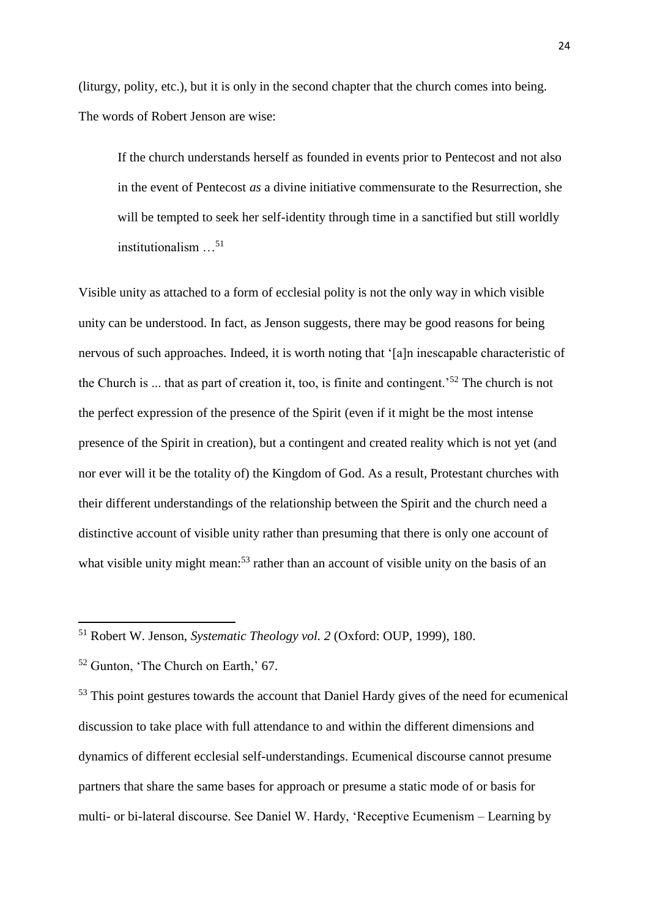(liturgy, polity, etc.), but it is only in the second chapter that the church comes into being. The words of Robert Jenson are wise:

> If the church understands herself as founded in events prior to Pentecost and not also in the event of Pentecost *as* a divine initiative commensurate to the Resurrection, she will be tempted to seek her self-identity through time in a sanctified but still worldly institutionalism …[51]

Visible unity as attached to a form of ecclesial polity is not the only way in which visible unity can be understood. In fact, as Jenson suggests, there may be good reasons for being nervous of such approaches. Indeed, it is worth noting that '[a]n inescapable characteristic of the Church is ... that as part of creation it, too, is finite and contingent.'[52] The church is not the perfect expression of the presence of the Spirit (even if it might be the most intense presence of the Spirit in creation), but a contingent and created reality which is not yet (and nor ever will it be the totality of) the Kingdom of God. As a result, Protestant churches with their different understandings of the relationship between the Spirit and the church need a distinctive account of visible unity rather than presuming that there is only one account of what visible unity might mean:[53] rather than an account of visible unity on the basis of an

---

[51] Robert W. Jenson, *Systematic Theology vol. 2* (Oxford: OUP, 1999), 180.

[52] Gunton, 'The Church on Earth,' 67.

[53] This point gestures towards the account that Daniel Hardy gives of the need for ecumenical discussion to take place with full attendance to and within the different dimensions and dynamics of different ecclesial self-understandings. Ecumenical discourse cannot presume partners that share the same bases for approach or presume a static mode of or basis for multi- or bi-lateral discourse. See Daniel W. Hardy, 'Receptive Ecumenism – Learning by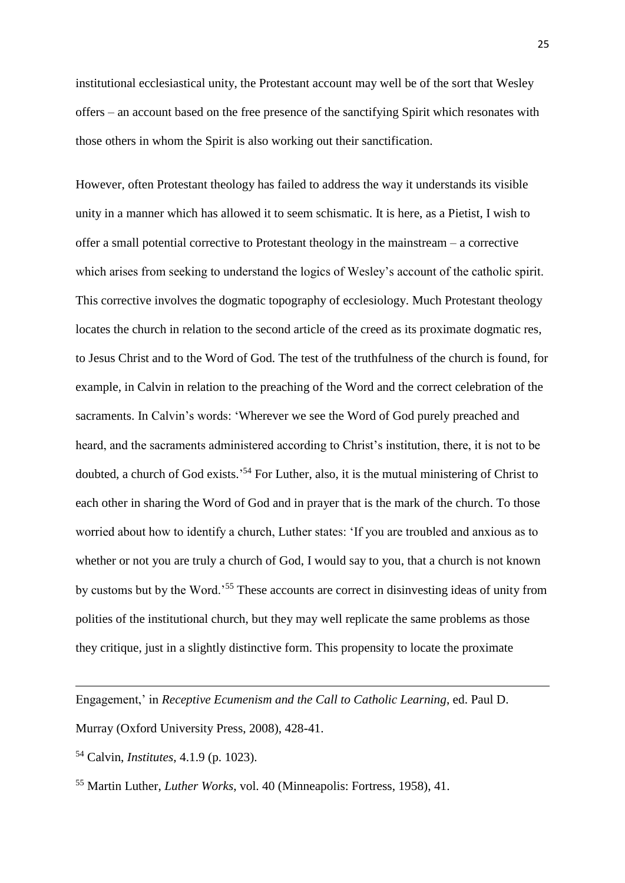institutional ecclesiastical unity, the Protestant account may well be of the sort that Wesley offers – an account based on the free presence of the sanctifying Spirit which resonates with those others in whom the Spirit is also working out their sanctification.

However, often Protestant theology has failed to address the way it understands its visible unity in a manner which has allowed it to seem schismatic. It is here, as a Pietist, I wish to offer a small potential corrective to Protestant theology in the mainstream – a corrective which arises from seeking to understand the logics of Wesley's account of the catholic spirit. This corrective involves the dogmatic topography of ecclesiology. Much Protestant theology locates the church in relation to the second article of the creed as its proximate dogmatic res, to Jesus Christ and to the Word of God. The test of the truthfulness of the church is found, for example, in Calvin in relation to the preaching of the Word and the correct celebration of the sacraments. In Calvin's words: 'Wherever we see the Word of God purely preached and heard, and the sacraments administered according to Christ's institution, there, it is not to be doubted, a church of God exists.'[54] For Luther, also, it is the mutual ministering of Christ to each other in sharing the Word of God and in prayer that is the mark of the church. To those worried about how to identify a church, Luther states: 'If you are troubled and anxious as to whether or not you are truly a church of God, I would say to you, that a church is not known by customs but by the Word.'[55] These accounts are correct in disinvesting ideas of unity from polities of the institutional church, but they may well replicate the same problems as those they critique, just in a slightly distinctive form. This propensity to locate the proximate

---

Engagement,' in *Receptive Ecumenism and the Call to Catholic Learning*, ed. Paul D. Murray (Oxford University Press, 2008), 428-41.

[54] Calvin, *Institutes*, 4.1.9 (p. 1023).

[55] Martin Luther, *Luther Works*, vol. 40 (Minneapolis: Fortress, 1958), 41.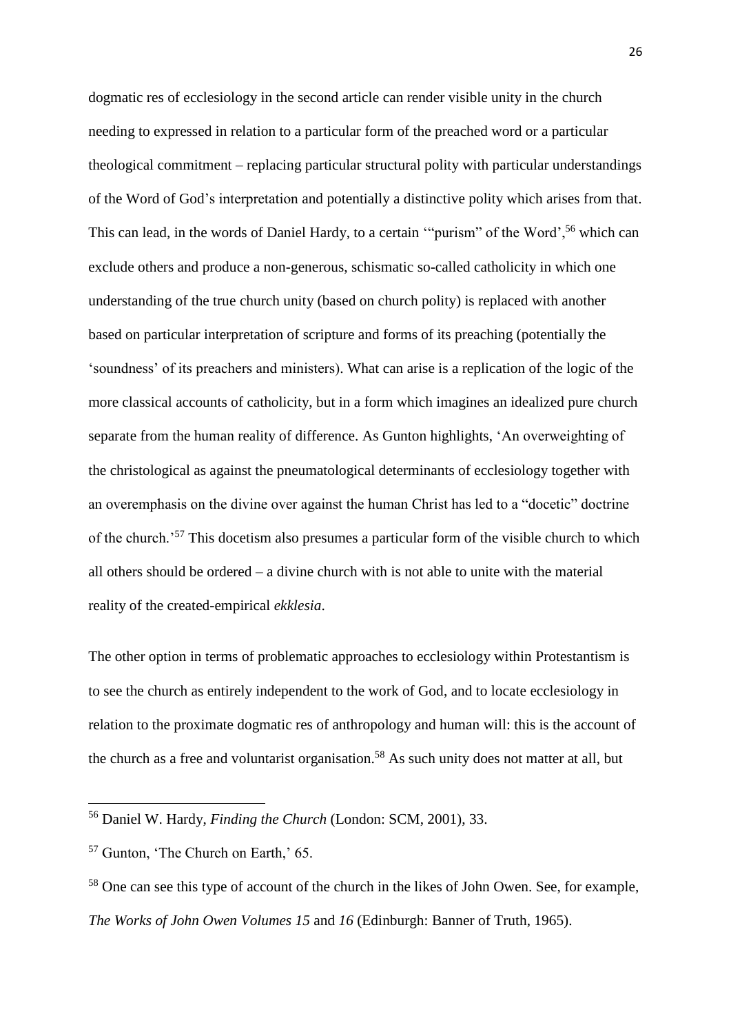dogmatic res of ecclesiology in the second article can render visible unity in the church needing to expressed in relation to a particular form of the preached word or a particular theological commitment – replacing particular structural polity with particular understandings of the Word of God's interpretation and potentially a distinctive polity which arises from that. This can lead, in the words of Daniel Hardy, to a certain '"purism" of the Word',[56] which can exclude others and produce a non-generous, schismatic so-called catholicity in which one understanding of the true church unity (based on church polity) is replaced with another based on particular interpretation of scripture and forms of its preaching (potentially the 'soundness' of its preachers and ministers). What can arise is a replication of the logic of the more classical accounts of catholicity, but in a form which imagines an idealized pure church separate from the human reality of difference. As Gunton highlights, 'An overweighting of the christological as against the pneumatological determinants of ecclesiology together with an overemphasis on the divine over against the human Christ has led to a "docetic" doctrine of the church.'[57] This docetism also presumes a particular form of the visible church to which all others should be ordered – a divine church with is not able to unite with the material reality of the created-empirical *ekklesia*.

The other option in terms of problematic approaches to ecclesiology within Protestantism is to see the church as entirely independent to the work of God, and to locate ecclesiology in relation to the proximate dogmatic res of anthropology and human will: this is the account of the church as a free and voluntarist organisation.[58] As such unity does not matter at all, but

---

[56] Daniel W. Hardy, *Finding the Church* (London: SCM, 2001), 33.

[57] Gunton, 'The Church on Earth,' 65.

[58] One can see this type of account of the church in the likes of John Owen. See, for example, *The Works of John Owen Volumes 15* and *16* (Edinburgh: Banner of Truth, 1965).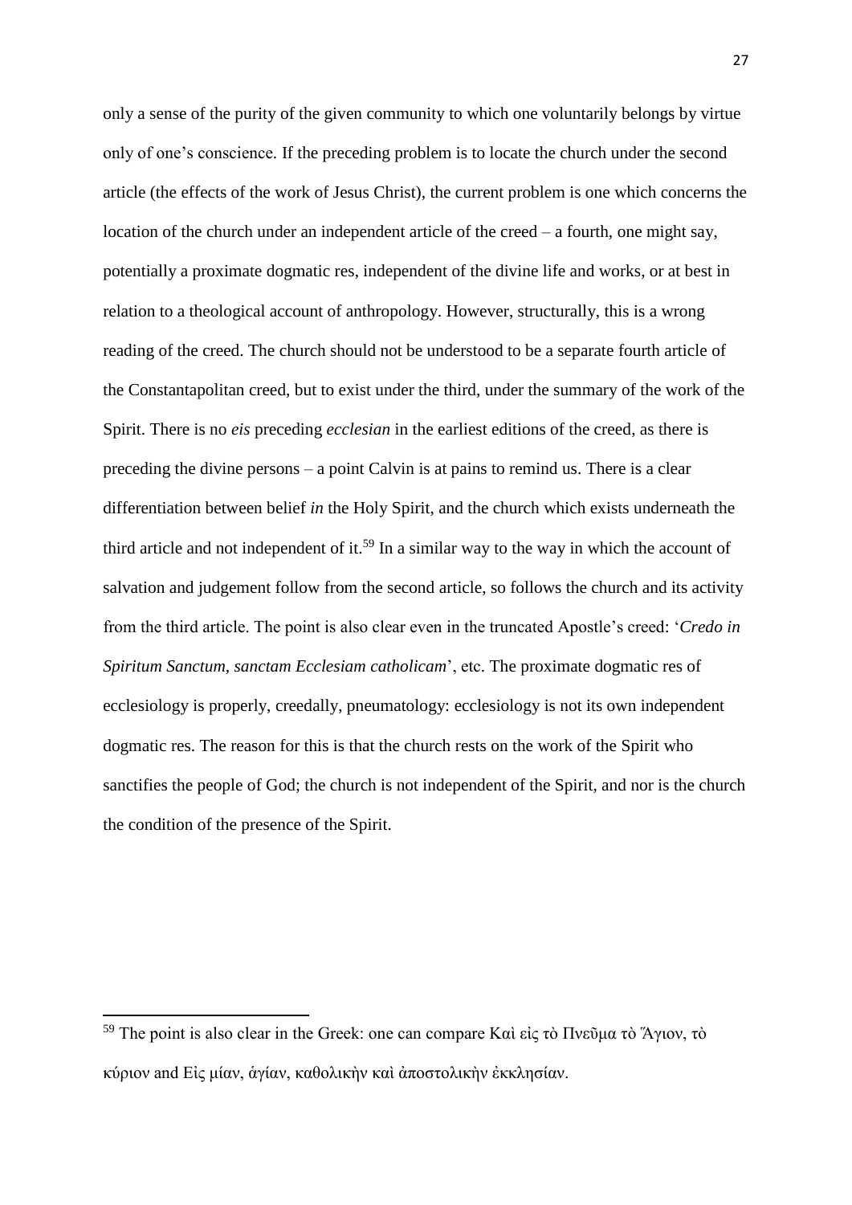only a sense of the purity of the given community to which one voluntarily belongs by virtue only of one's conscience. If the preceding problem is to locate the church under the second article (the effects of the work of Jesus Christ), the current problem is one which concerns the location of the church under an independent article of the creed – a fourth, one might say, potentially a proximate dogmatic res, independent of the divine life and works, or at best in relation to a theological account of anthropology. However, structurally, this is a wrong reading of the creed. The church should not be understood to be a separate fourth article of the Constantapolitan creed, but to exist under the third, under the summary of the work of the Spirit. There is no *eis* preceding *ecclesian* in the earliest editions of the creed, as there is preceding the divine persons – a point Calvin is at pains to remind us. There is a clear differentiation between belief *in* the Holy Spirit, and the church which exists underneath the third article and not independent of it.[59] In a similar way to the way in which the account of salvation and judgement follow from the second article, so follows the church and its activity from the third article. The point is also clear even in the truncated Apostle's creed: '*Credo in Spiritum Sanctum, sanctam Ecclesiam catholicam*', etc. The proximate dogmatic res of ecclesiology is properly, creedally, pneumatology: ecclesiology is not its own independent dogmatic res. The reason for this is that the church rests on the work of the Spirit who sanctifies the people of God; the church is not independent of the Spirit, and nor is the church the condition of the presence of the Spirit.

---

[59] The point is also clear in the Greek: one can compare Καὶ εἰς τὸ Πνεῦμα τὸ Ἅγιον, τὸ κύριον and Εἰς μίαν, ἁγίαν, καθολικὴν καὶ ἀποστολικὴν ἐκκλησίαν.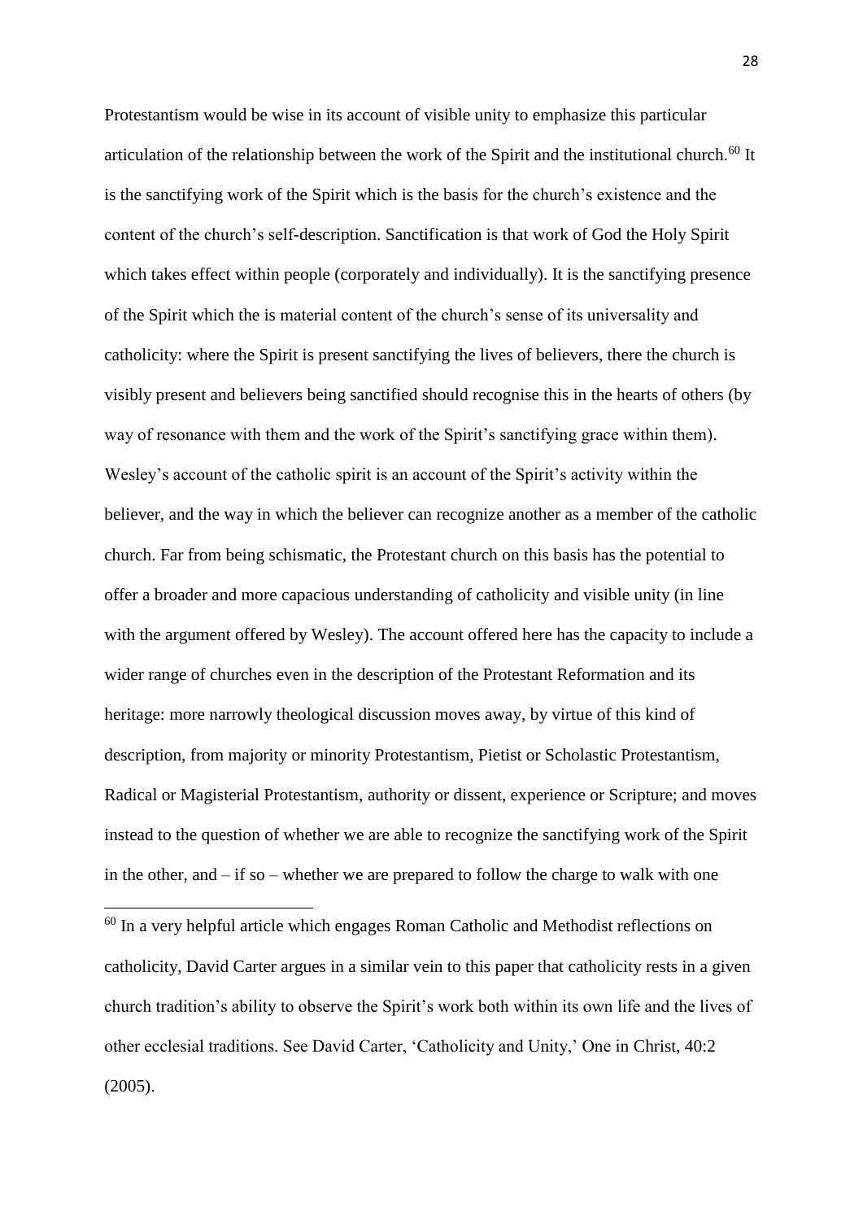Protestantism would be wise in its account of visible unity to emphasize this particular articulation of the relationship between the work of the Spirit and the institutional church.[60] It is the sanctifying work of the Spirit which is the basis for the church's existence and the content of the church's self-description. Sanctification is that work of God the Holy Spirit which takes effect within people (corporately and individually). It is the sanctifying presence of the Spirit which the is material content of the church's sense of its universality and catholicity: where the Spirit is present sanctifying the lives of believers, there the church is visibly present and believers being sanctified should recognise this in the hearts of others (by way of resonance with them and the work of the Spirit's sanctifying grace within them). Wesley's account of the catholic spirit is an account of the Spirit's activity within the believer, and the way in which the believer can recognize another as a member of the catholic church. Far from being schismatic, the Protestant church on this basis has the potential to offer a broader and more capacious understanding of catholicity and visible unity (in line with the argument offered by Wesley). The account offered here has the capacity to include a wider range of churches even in the description of the Protestant Reformation and its heritage: more narrowly theological discussion moves away, by virtue of this kind of description, from majority or minority Protestantism, Pietist or Scholastic Protestantism, Radical or Magisterial Protestantism, authority or dissent, experience or Scripture; and moves instead to the question of whether we are able to recognize the sanctifying work of the Spirit in the other, and – if so – whether we are prepared to follow the charge to walk with one

---

[60] In a very helpful article which engages Roman Catholic and Methodist reflections on catholicity, David Carter argues in a similar vein to this paper that catholicity rests in a given church tradition's ability to observe the Spirit's work both within its own life and the lives of other ecclesial traditions. See David Carter, 'Catholicity and Unity,' One in Christ, 40:2 (2005).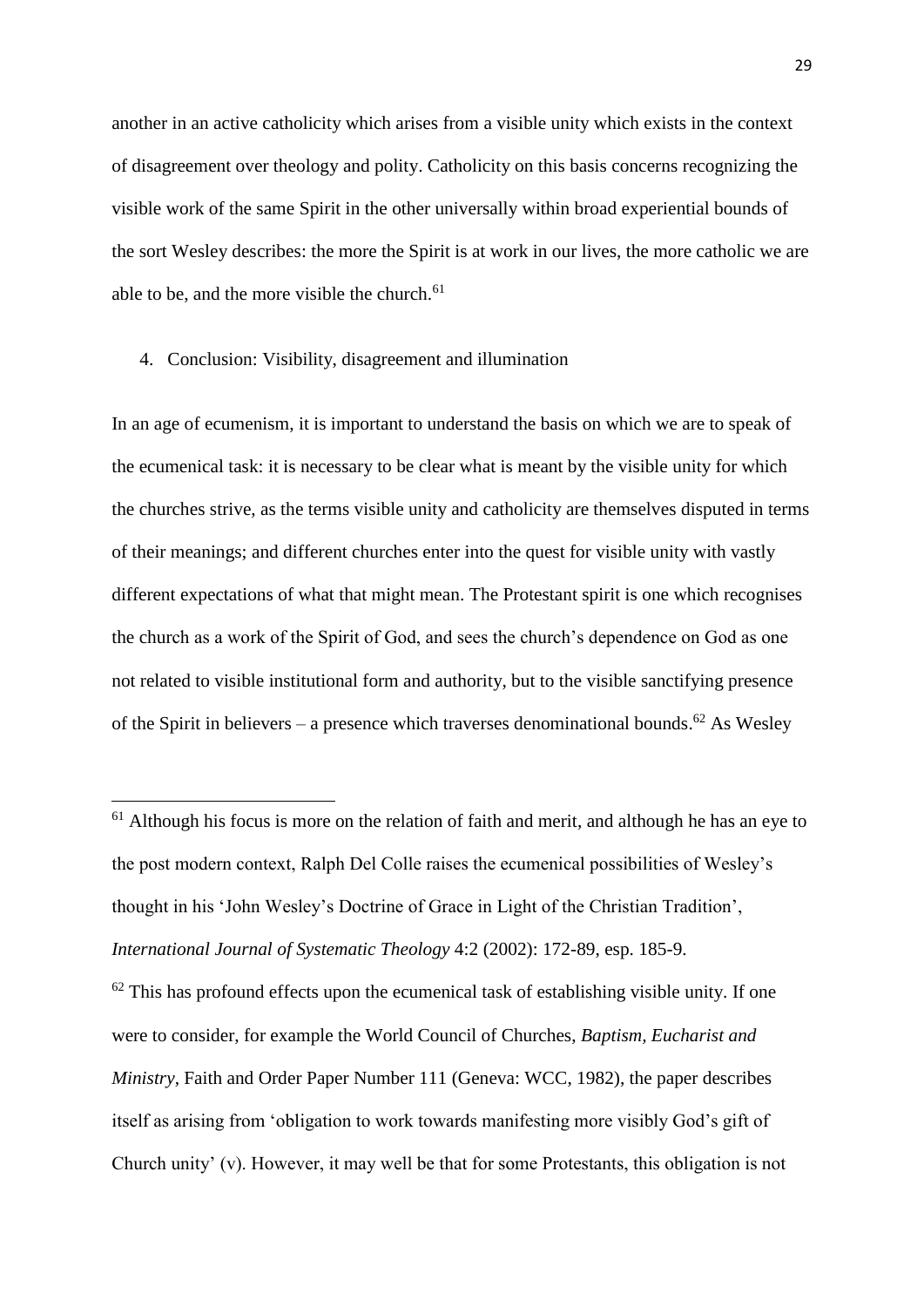another in an active catholicity which arises from a visible unity which exists in the context of disagreement over theology and polity. Catholicity on this basis concerns recognizing the visible work of the same Spirit in the other universally within broad experiential bounds of the sort Wesley describes: the more the Spirit is at work in our lives, the more catholic we are able to be, and the more visible the church.[61]

## 4. Conclusion: Visibility, disagreement and illumination

In an age of ecumenism, it is important to understand the basis on which we are to speak of the ecumenical task: it is necessary to be clear what is meant by the visible unity for which the churches strive, as the terms visible unity and catholicity are themselves disputed in terms of their meanings; and different churches enter into the quest for visible unity with vastly different expectations of what that might mean. The Protestant spirit is one which recognises the church as a work of the Spirit of God, and sees the church's dependence on God as one not related to visible institutional form and authority, but to the visible sanctifying presence of the Spirit in believers – a presence which traverses denominational bounds.[62] As Wesley

---

[61] Although his focus is more on the relation of faith and merit, and although he has an eye to the post modern context, Ralph Del Colle raises the ecumenical possibilities of Wesley's thought in his 'John Wesley's Doctrine of Grace in Light of the Christian Tradition', *International Journal of Systematic Theology* 4:2 (2002): 172-89, esp. 185-9.

[62] This has profound effects upon the ecumenical task of establishing visible unity. If one were to consider, for example the World Council of Churches, *Baptism, Eucharist and Ministry*, Faith and Order Paper Number 111 (Geneva: WCC, 1982), the paper describes itself as arising from 'obligation to work towards manifesting more visibly God's gift of Church unity' (v). However, it may well be that for some Protestants, this obligation is not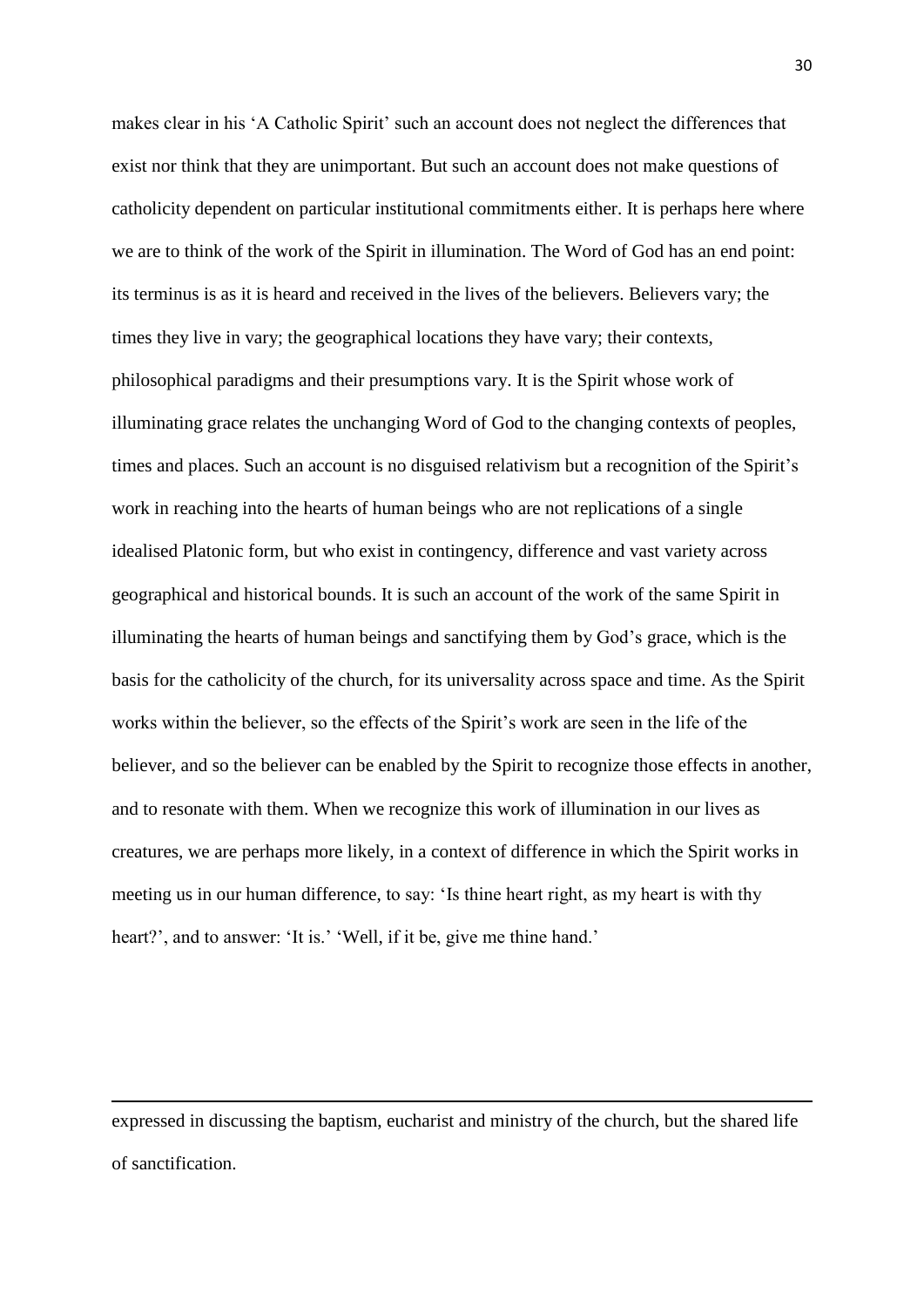makes clear in his 'A Catholic Spirit' such an account does not neglect the differences that exist nor think that they are unimportant. But such an account does not make questions of catholicity dependent on particular institutional commitments either. It is perhaps here where we are to think of the work of the Spirit in illumination. The Word of God has an end point: its terminus is as it is heard and received in the lives of the believers. Believers vary; the times they live in vary; the geographical locations they have vary; their contexts, philosophical paradigms and their presumptions vary. It is the Spirit whose work of illuminating grace relates the unchanging Word of God to the changing contexts of peoples, times and places. Such an account is no disguised relativism but a recognition of the Spirit's work in reaching into the hearts of human beings who are not replications of a single idealised Platonic form, but who exist in contingency, difference and vast variety across geographical and historical bounds. It is such an account of the work of the same Spirit in illuminating the hearts of human beings and sanctifying them by God's grace, which is the basis for the catholicity of the church, for its universality across space and time. As the Spirit works within the believer, so the effects of the Spirit's work are seen in the life of the believer, and so the believer can be enabled by the Spirit to recognize those effects in another, and to resonate with them. When we recognize this work of illumination in our lives as creatures, we are perhaps more likely, in a context of difference in which the Spirit works in meeting us in our human difference, to say: 'Is thine heart right, as my heart is with thy heart?', and to answer: 'It is.' 'Well, if it be, give me thine hand.'

---

expressed in discussing the baptism, eucharist and ministry of the church, but the shared life of sanctification.